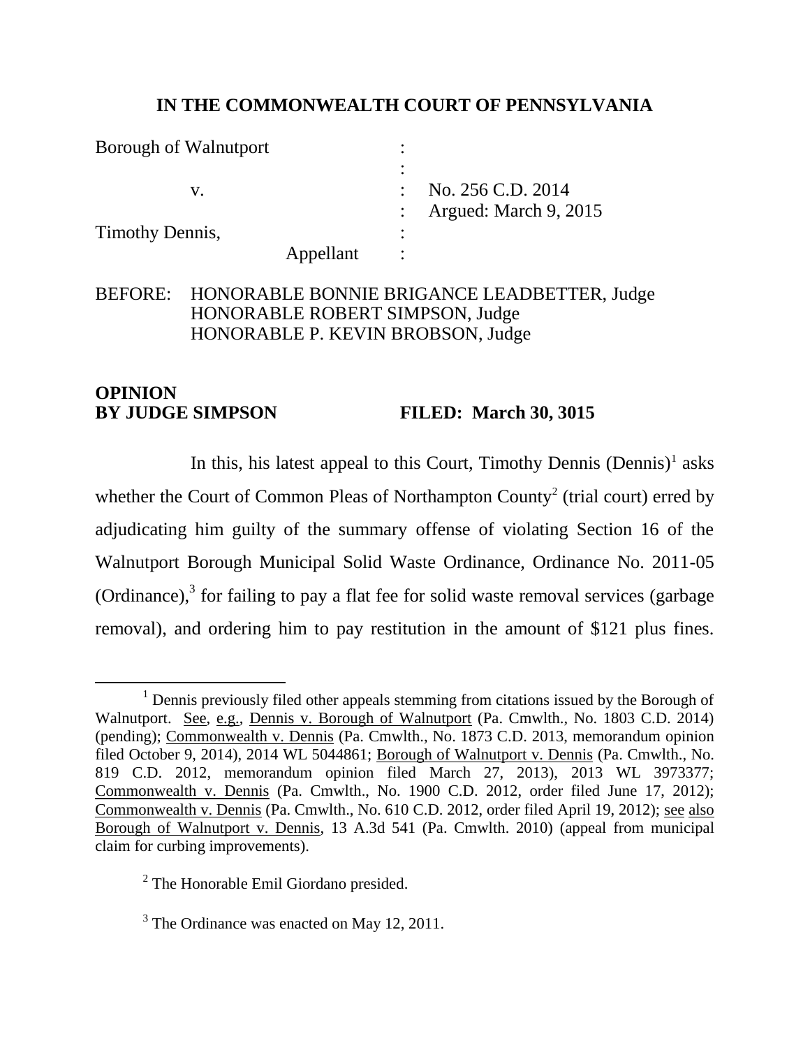**IN THE COMMONWEALTH COURT OF PENNSYLVANIA**

| | | |
|---|---|---|
| Borough of Walnutport | : | |
| | : | |
| v. | : | No. 256 C.D. 2014 |
| | : | Argued: March 9, 2015 |
| Timothy Dennis, | : | |
| Appellant | : | |

BEFORE: HONORABLE BONNIE BRIGANCE LEADBETTER, Judge
HONORABLE ROBERT SIMPSON, Judge
HONORABLE P. KEVIN BROBSON, Judge

**OPINION**
**BY JUDGE SIMPSON** **FILED: March 30, 3015**

In this, his latest appeal to this Court, Timothy Dennis (Dennis)[1] asks whether the Court of Common Pleas of Northampton County[2] (trial court) erred by adjudicating him guilty of the summary offense of violating Section 16 of the Walnutport Borough Municipal Solid Waste Ordinance, Ordinance No. 2011-05 (Ordinance),[3] for failing to pay a flat fee for solid waste removal services (garbage removal), and ordering him to pay restitution in the amount of $121 plus fines.

---

[1] Dennis previously filed other appeals stemming from citations issued by the Borough of Walnutport. See, e.g., Dennis v. Borough of Walnutport (Pa. Cmwlth., No. 1803 C.D. 2014) (pending); Commonwealth v. Dennis (Pa. Cmwlth., No. 1873 C.D. 2013, memorandum opinion filed October 9, 2014), 2014 WL 5044861; Borough of Walnutport v. Dennis (Pa. Cmwlth., No. 819 C.D. 2012, memorandum opinion filed March 27, 2013), 2013 WL 3973377; Commonwealth v. Dennis (Pa. Cmwlth., No. 1900 C.D. 2012, order filed June 17, 2012); Commonwealth v. Dennis (Pa. Cmwlth., No. 610 C.D. 2012, order filed April 19, 2012); see also Borough of Walnutport v. Dennis, 13 A.3d 541 (Pa. Cmwlth. 2010) (appeal from municipal claim for curbing improvements).

[2] The Honorable Emil Giordano presided.

[3] The Ordinance was enacted on May 12, 2011.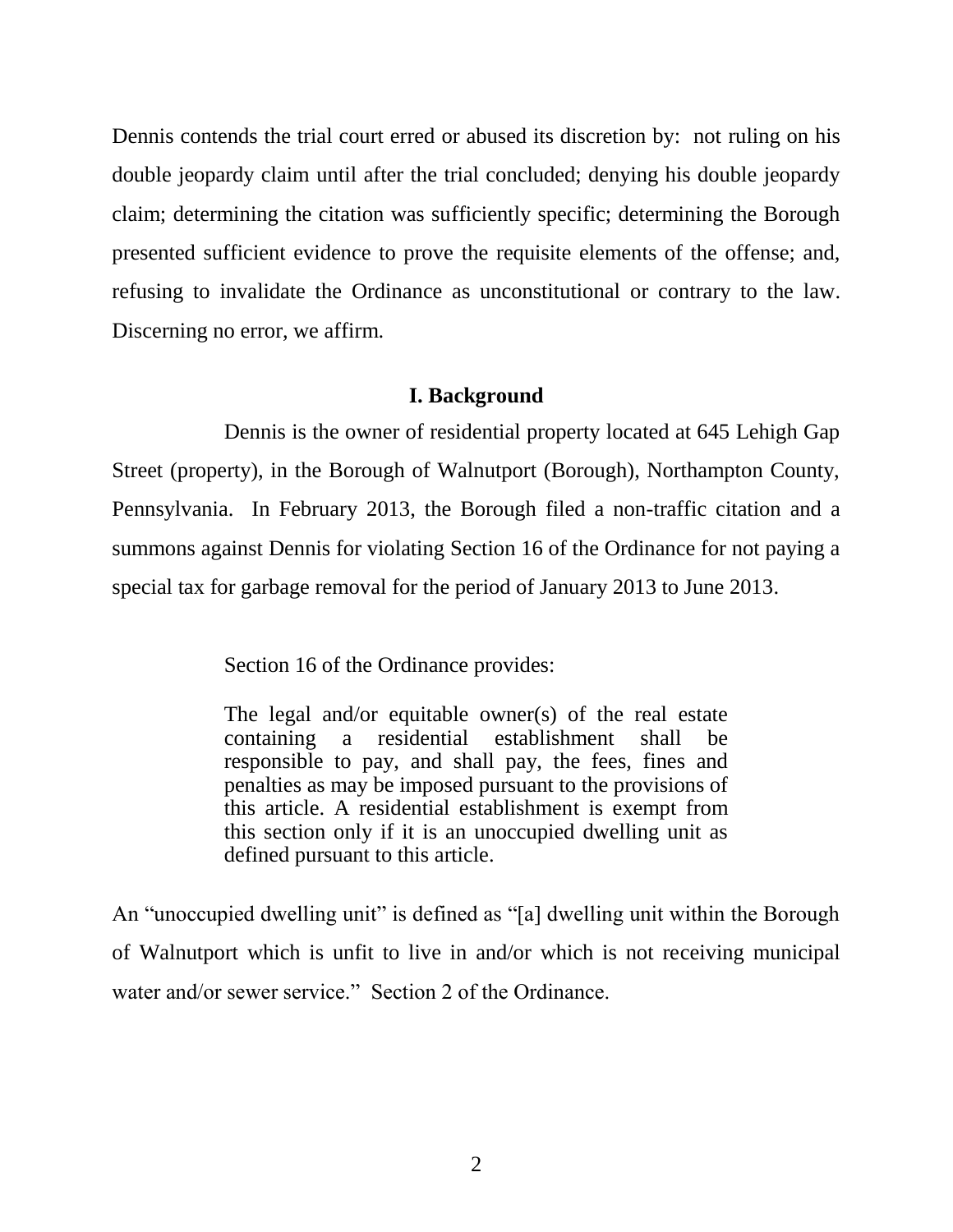Dennis contends the trial court erred or abused its discretion by: not ruling on his double jeopardy claim until after the trial concluded; denying his double jeopardy claim; determining the citation was sufficiently specific; determining the Borough presented sufficient evidence to prove the requisite elements of the offense; and, refusing to invalidate the Ordinance as unconstitutional or contrary to the law. Discerning no error, we affirm.

## I. Background

Dennis is the owner of residential property located at 645 Lehigh Gap Street (property), in the Borough of Walnutport (Borough), Northampton County, Pennsylvania. In February 2013, the Borough filed a non-traffic citation and a summons against Dennis for violating Section 16 of the Ordinance for not paying a special tax for garbage removal for the period of January 2013 to June 2013.

Section 16 of the Ordinance provides:

> The legal and/or equitable owner(s) of the real estate containing a residential establishment shall be responsible to pay, and shall pay, the fees, fines and penalties as may be imposed pursuant to the provisions of this article. A residential establishment is exempt from this section only if it is an unoccupied dwelling unit as defined pursuant to this article.

An "unoccupied dwelling unit" is defined as "[a] dwelling unit within the Borough of Walnutport which is unfit to live in and/or which is not receiving municipal water and/or sewer service." Section 2 of the Ordinance.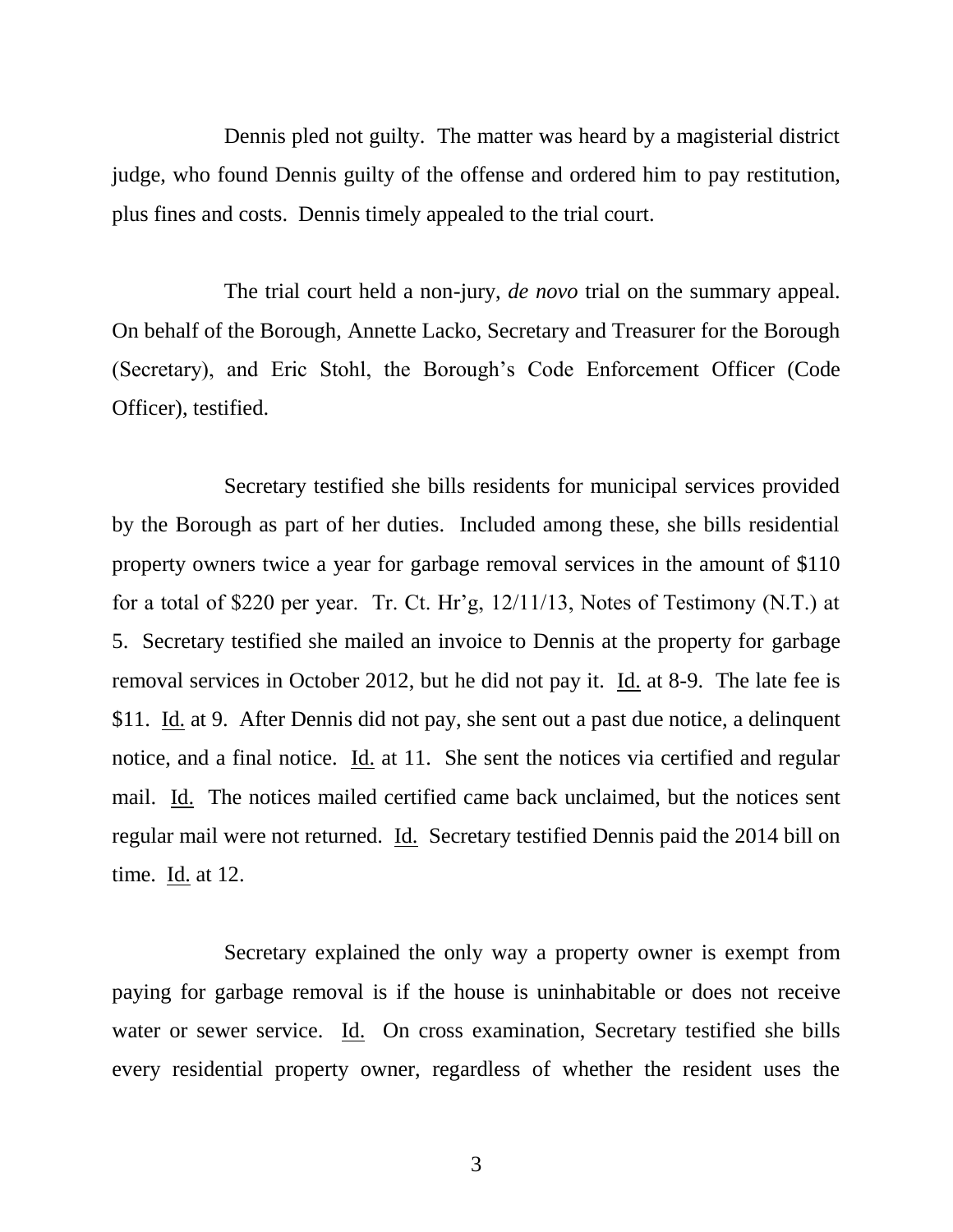Dennis pled not guilty. The matter was heard by a magisterial district judge, who found Dennis guilty of the offense and ordered him to pay restitution, plus fines and costs. Dennis timely appealed to the trial court.

The trial court held a non-jury, *de novo* trial on the summary appeal. On behalf of the Borough, Annette Lacko, Secretary and Treasurer for the Borough (Secretary), and Eric Stohl, the Borough's Code Enforcement Officer (Code Officer), testified.

Secretary testified she bills residents for municipal services provided by the Borough as part of her duties. Included among these, she bills residential property owners twice a year for garbage removal services in the amount of \$110 for a total of \$220 per year. Tr. Ct. Hr'g, 12/11/13, Notes of Testimony (N.T.) at 5. Secretary testified she mailed an invoice to Dennis at the property for garbage removal services in October 2012, but he did not pay it. Id. at 8-9. The late fee is \$11. Id. at 9. After Dennis did not pay, she sent out a past due notice, a delinquent notice, and a final notice. Id. at 11. She sent the notices via certified and regular mail. Id. The notices mailed certified came back unclaimed, but the notices sent regular mail were not returned. Id. Secretary testified Dennis paid the 2014 bill on time. Id. at 12.

Secretary explained the only way a property owner is exempt from paying for garbage removal is if the house is uninhabitable or does not receive water or sewer service. Id. On cross examination, Secretary testified she bills every residential property owner, regardless of whether the resident uses the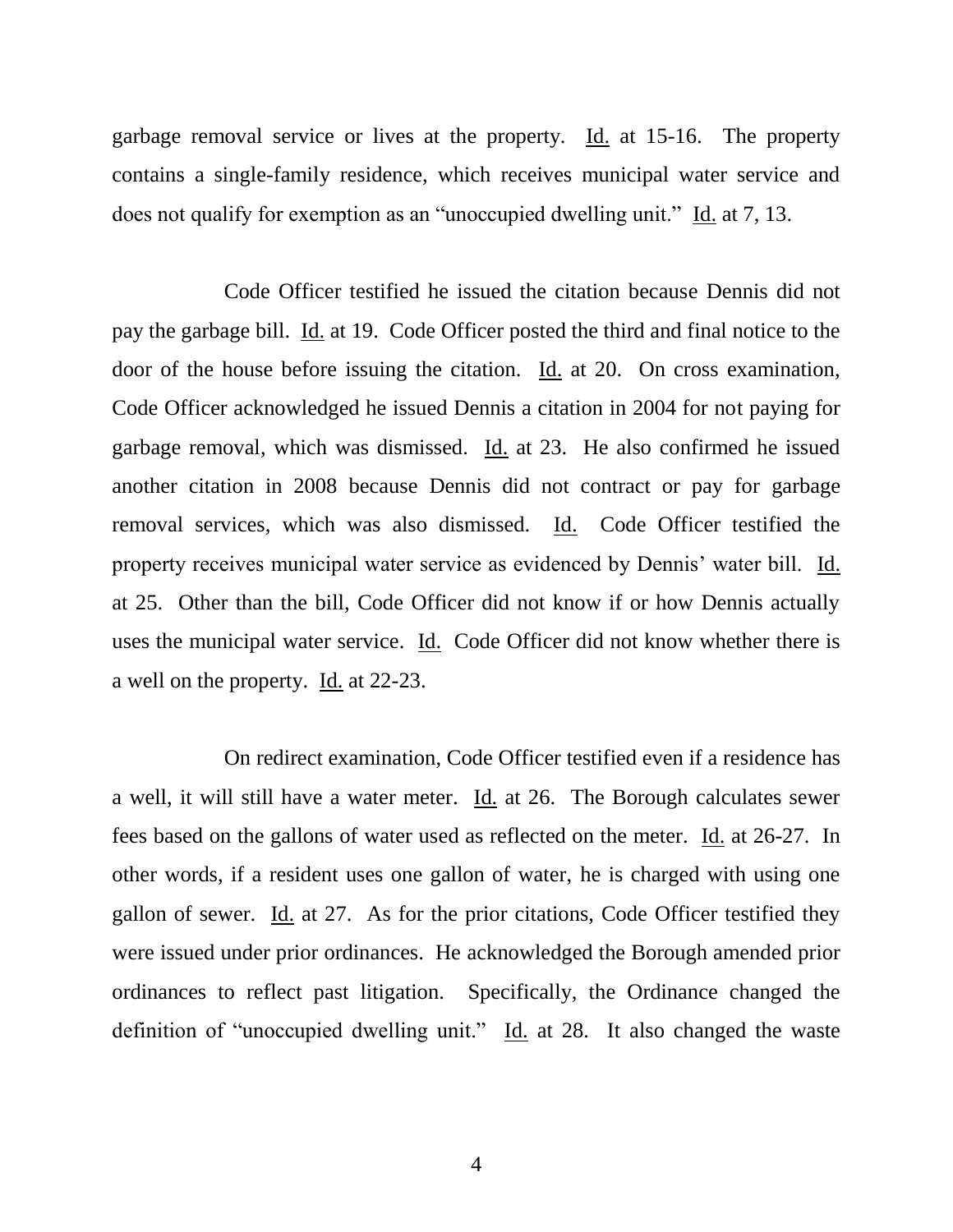garbage removal service or lives at the property. Id. at 15-16. The property contains a single-family residence, which receives municipal water service and does not qualify for exemption as an "unoccupied dwelling unit." Id. at 7, 13.

Code Officer testified he issued the citation because Dennis did not pay the garbage bill. Id. at 19. Code Officer posted the third and final notice to the door of the house before issuing the citation. Id. at 20. On cross examination, Code Officer acknowledged he issued Dennis a citation in 2004 for not paying for garbage removal, which was dismissed. Id. at 23. He also confirmed he issued another citation in 2008 because Dennis did not contract or pay for garbage removal services, which was also dismissed. Id. Code Officer testified the property receives municipal water service as evidenced by Dennis' water bill. Id. at 25. Other than the bill, Code Officer did not know if or how Dennis actually uses the municipal water service. Id. Code Officer did not know whether there is a well on the property. Id. at 22-23.

On redirect examination, Code Officer testified even if a residence has a well, it will still have a water meter. Id. at 26. The Borough calculates sewer fees based on the gallons of water used as reflected on the meter. Id. at 26-27. In other words, if a resident uses one gallon of water, he is charged with using one gallon of sewer. Id. at 27. As for the prior citations, Code Officer testified they were issued under prior ordinances. He acknowledged the Borough amended prior ordinances to reflect past litigation. Specifically, the Ordinance changed the definition of "unoccupied dwelling unit." Id. at 28. It also changed the waste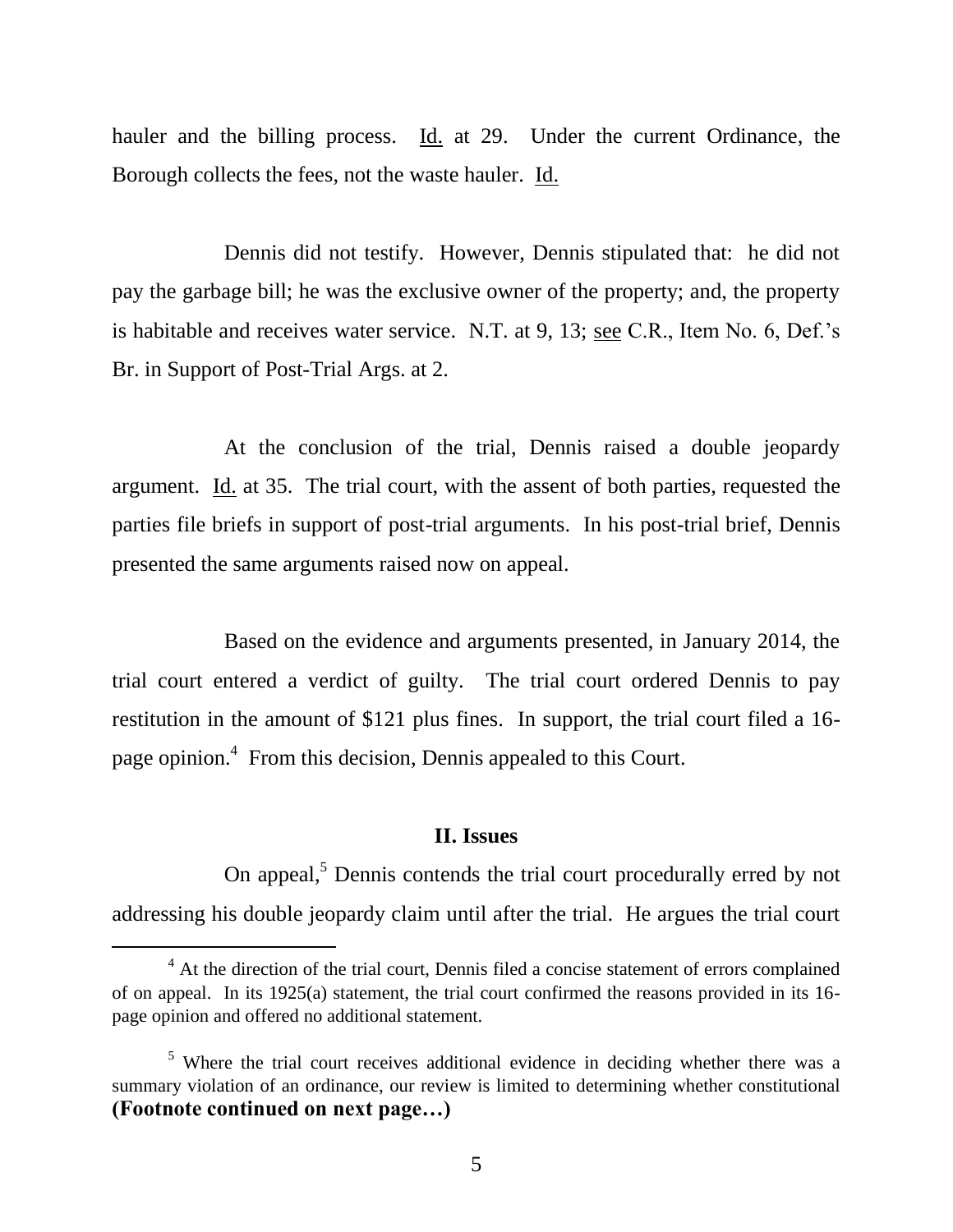hauler and the billing process. Id. at 29. Under the current Ordinance, the Borough collects the fees, not the waste hauler. Id.

Dennis did not testify. However, Dennis stipulated that: he did not pay the garbage bill; he was the exclusive owner of the property; and, the property is habitable and receives water service. N.T. at 9, 13; see C.R., Item No. 6, Def.'s Br. in Support of Post-Trial Args. at 2.

At the conclusion of the trial, Dennis raised a double jeopardy argument. Id. at 35. The trial court, with the assent of both parties, requested the parties file briefs in support of post-trial arguments. In his post-trial brief, Dennis presented the same arguments raised now on appeal.

Based on the evidence and arguments presented, in January 2014, the trial court entered a verdict of guilty. The trial court ordered Dennis to pay restitution in the amount of $121 plus fines. In support, the trial court filed a 16-page opinion.[4] From this decision, Dennis appealed to this Court.

## II. Issues

On appeal,[5] Dennis contends the trial court procedurally erred by not addressing his double jeopardy claim until after the trial. He argues the trial court

---

[4] At the direction of the trial court, Dennis filed a concise statement of errors complained of on appeal. In its 1925(a) statement, the trial court confirmed the reasons provided in its 16-page opinion and offered no additional statement.

[5] Where the trial court receives additional evidence in deciding whether there was a summary violation of an ordinance, our review is limited to determining whether constitutional **(Footnote continued on next page…)**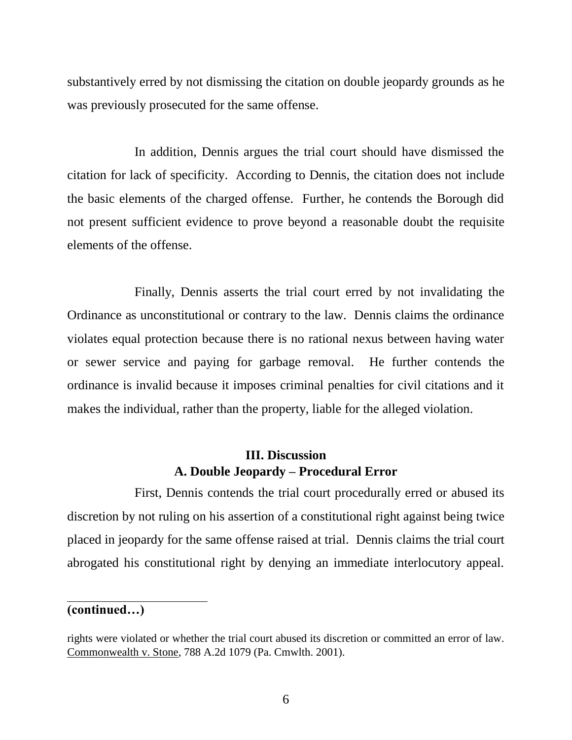substantively erred by not dismissing the citation on double jeopardy grounds as he was previously prosecuted for the same offense.

In addition, Dennis argues the trial court should have dismissed the citation for lack of specificity. According to Dennis, the citation does not include the basic elements of the charged offense. Further, he contends the Borough did not present sufficient evidence to prove beyond a reasonable doubt the requisite elements of the offense.

Finally, Dennis asserts the trial court erred by not invalidating the Ordinance as unconstitutional or contrary to the law. Dennis claims the ordinance violates equal protection because there is no rational nexus between having water or sewer service and paying for garbage removal. He further contends the ordinance is invalid because it imposes criminal penalties for civil citations and it makes the individual, rather than the property, liable for the alleged violation.

## III. Discussion

### A. Double Jeopardy – Procedural Error

First, Dennis contends the trial court procedurally erred or abused its discretion by not ruling on his assertion of a constitutional right against being twice placed in jeopardy for the same offense raised at trial. Dennis claims the trial court abrogated his constitutional right by denying an immediate interlocutory appeal.

---

**(continued…)**

rights were violated or whether the trial court abused its discretion or committed an error of law. Commonwealth v. Stone, 788 A.2d 1079 (Pa. Cmwlth. 2001).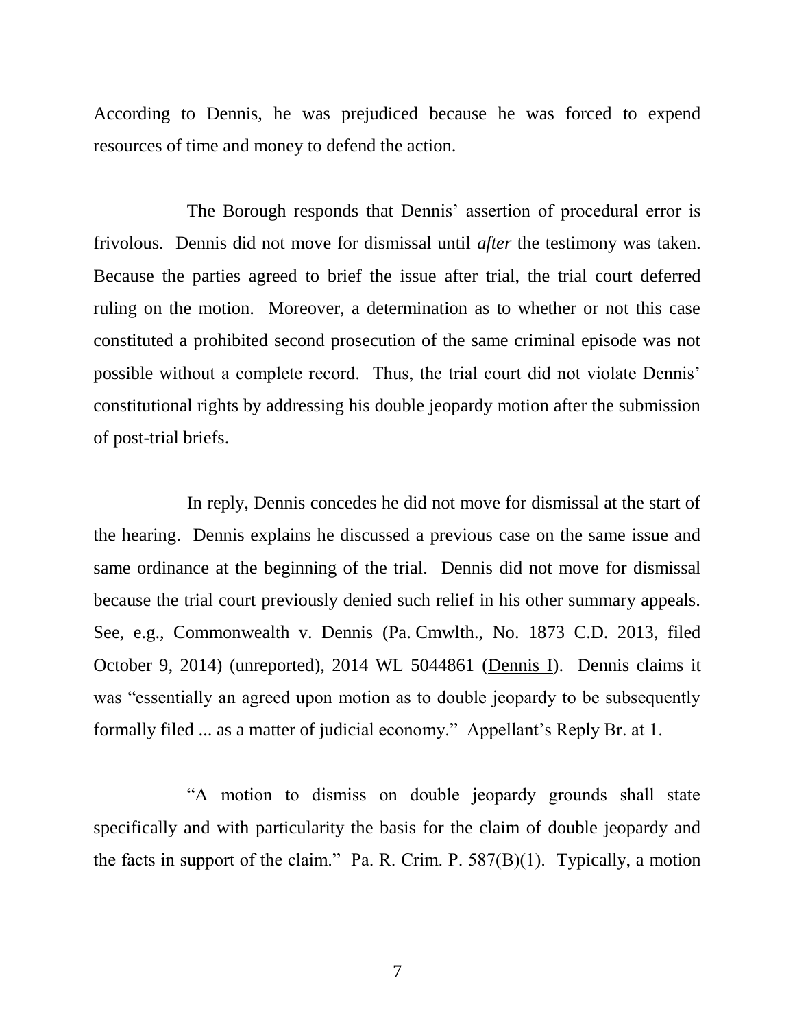According to Dennis, he was prejudiced because he was forced to expend resources of time and money to defend the action.

The Borough responds that Dennis' assertion of procedural error is frivolous. Dennis did not move for dismissal until *after* the testimony was taken. Because the parties agreed to brief the issue after trial, the trial court deferred ruling on the motion. Moreover, a determination as to whether or not this case constituted a prohibited second prosecution of the same criminal episode was not possible without a complete record. Thus, the trial court did not violate Dennis' constitutional rights by addressing his double jeopardy motion after the submission of post-trial briefs.

In reply, Dennis concedes he did not move for dismissal at the start of the hearing. Dennis explains he discussed a previous case on the same issue and same ordinance at the beginning of the trial. Dennis did not move for dismissal because the trial court previously denied such relief in his other summary appeals. See, e.g., Commonwealth v. Dennis (Pa. Cmwlth., No. 1873 C.D. 2013, filed October 9, 2014) (unreported), 2014 WL 5044861 (Dennis I). Dennis claims it was "essentially an agreed upon motion as to double jeopardy to be subsequently formally filed ... as a matter of judicial economy." Appellant's Reply Br. at 1.

"A motion to dismiss on double jeopardy grounds shall state specifically and with particularity the basis for the claim of double jeopardy and the facts in support of the claim." Pa. R. Crim. P. 587(B)(1). Typically, a motion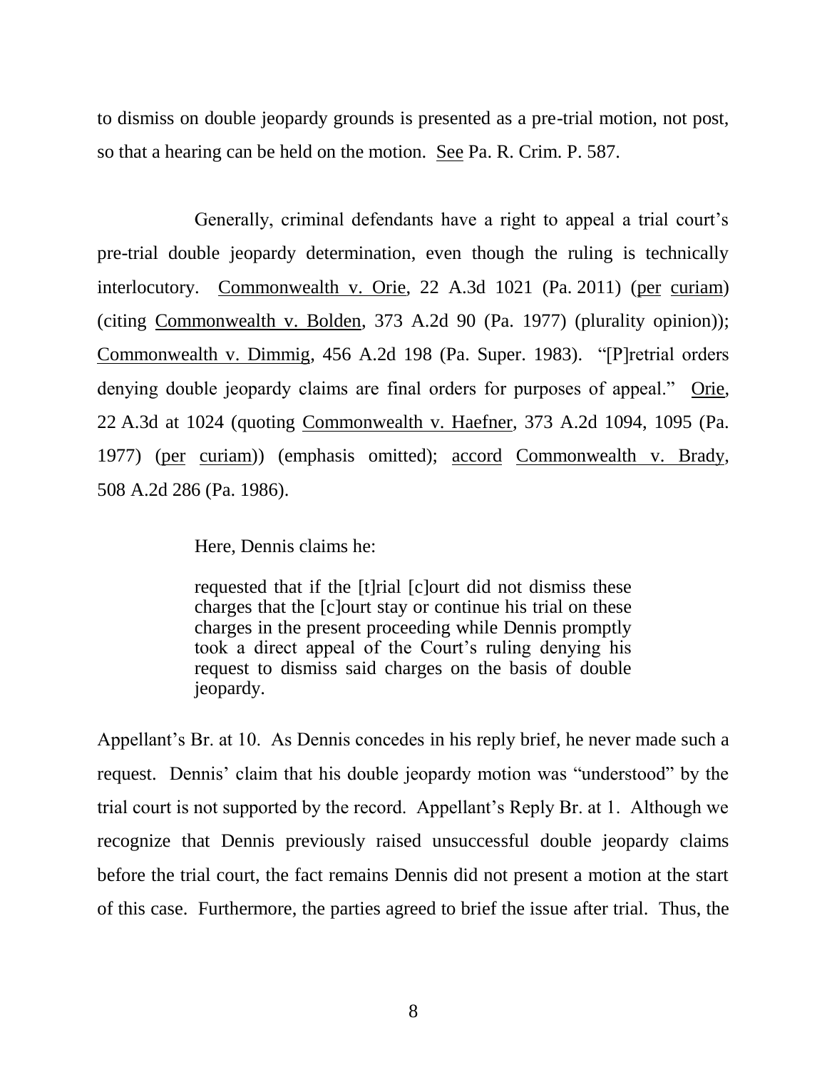to dismiss on double jeopardy grounds is presented as a pre-trial motion, not post, so that a hearing can be held on the motion. See Pa. R. Crim. P. 587.

Generally, criminal defendants have a right to appeal a trial court's pre-trial double jeopardy determination, even though the ruling is technically interlocutory. Commonwealth v. Orie, 22 A.3d 1021 (Pa. 2011) (per curiam) (citing Commonwealth v. Bolden, 373 A.2d 90 (Pa. 1977) (plurality opinion)); Commonwealth v. Dimmig, 456 A.2d 198 (Pa. Super. 1983). "[P]retrial orders denying double jeopardy claims are final orders for purposes of appeal." Orie, 22 A.3d at 1024 (quoting Commonwealth v. Haefner, 373 A.2d 1094, 1095 (Pa. 1977) (per curiam)) (emphasis omitted); accord Commonwealth v. Brady, 508 A.2d 286 (Pa. 1986).

Here, Dennis claims he:

> requested that if the [t]rial [c]ourt did not dismiss these charges that the [c]ourt stay or continue his trial on these charges in the present proceeding while Dennis promptly took a direct appeal of the Court's ruling denying his request to dismiss said charges on the basis of double jeopardy.

Appellant's Br. at 10. As Dennis concedes in his reply brief, he never made such a request. Dennis' claim that his double jeopardy motion was "understood" by the trial court is not supported by the record. Appellant's Reply Br. at 1. Although we recognize that Dennis previously raised unsuccessful double jeopardy claims before the trial court, the fact remains Dennis did not present a motion at the start of this case. Furthermore, the parties agreed to brief the issue after trial. Thus, the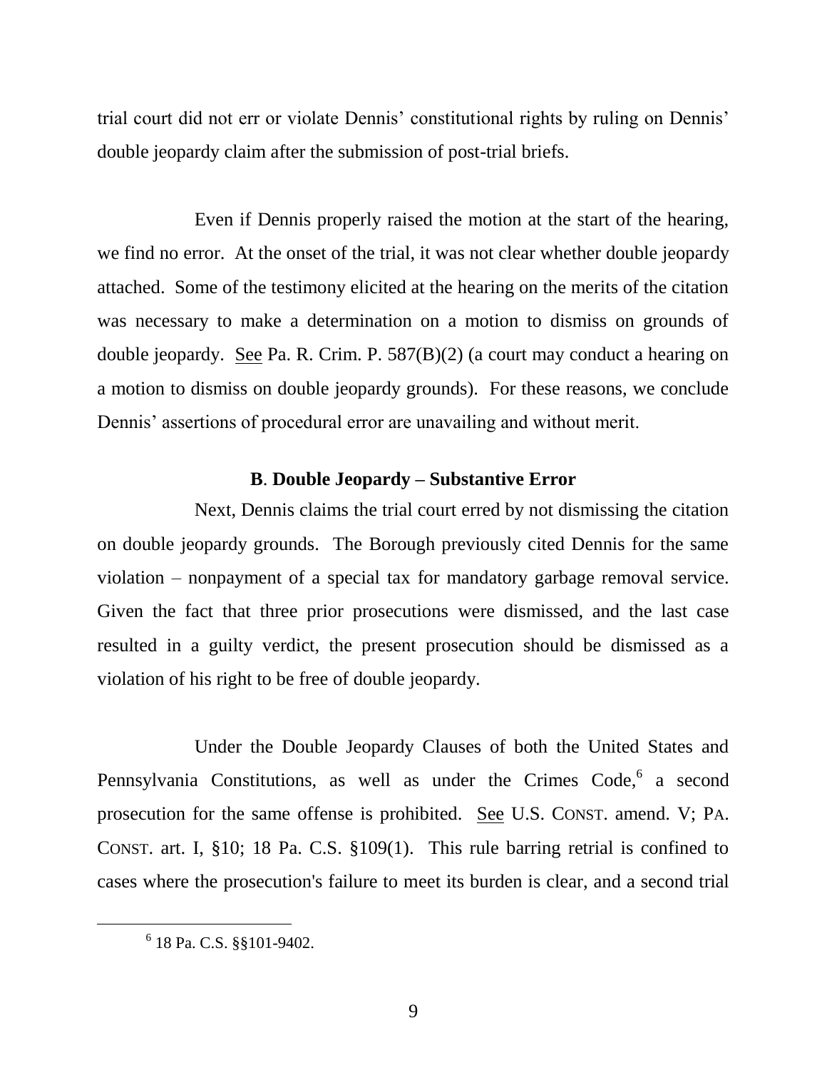trial court did not err or violate Dennis' constitutional rights by ruling on Dennis' double jeopardy claim after the submission of post-trial briefs.

Even if Dennis properly raised the motion at the start of the hearing, we find no error. At the onset of the trial, it was not clear whether double jeopardy attached. Some of the testimony elicited at the hearing on the merits of the citation was necessary to make a determination on a motion to dismiss on grounds of double jeopardy. See Pa. R. Crim. P. 587(B)(2) (a court may conduct a hearing on a motion to dismiss on double jeopardy grounds). For these reasons, we conclude Dennis' assertions of procedural error are unavailing and without merit.

### **B**. **Double Jeopardy – Substantive Error**

Next, Dennis claims the trial court erred by not dismissing the citation on double jeopardy grounds. The Borough previously cited Dennis for the same violation – nonpayment of a special tax for mandatory garbage removal service. Given the fact that three prior prosecutions were dismissed, and the last case resulted in a guilty verdict, the present prosecution should be dismissed as a violation of his right to be free of double jeopardy.

Under the Double Jeopardy Clauses of both the United States and Pennsylvania Constitutions, as well as under the Crimes Code,[6] a second prosecution for the same offense is prohibited. See U.S. CONST. amend. V; PA. CONST. art. I, §10; 18 Pa. C.S. §109(1). This rule barring retrial is confined to cases where the prosecution's failure to meet its burden is clear, and a second trial

---

[6] 18 Pa. C.S. §§101-9402.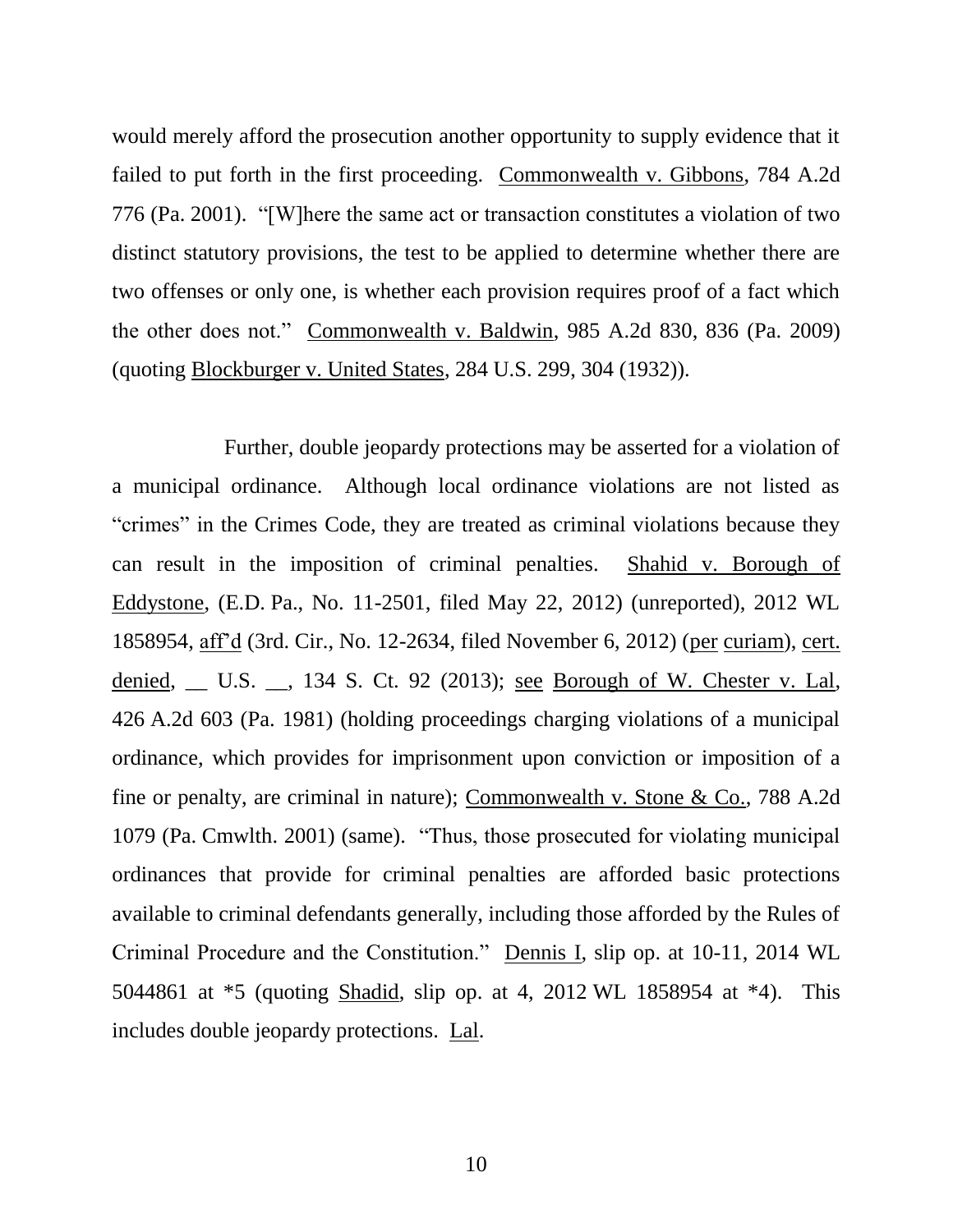would merely afford the prosecution another opportunity to supply evidence that it failed to put forth in the first proceeding. Commonwealth v. Gibbons, 784 A.2d 776 (Pa. 2001). "[W]here the same act or transaction constitutes a violation of two distinct statutory provisions, the test to be applied to determine whether there are two offenses or only one, is whether each provision requires proof of a fact which the other does not." Commonwealth v. Baldwin, 985 A.2d 830, 836 (Pa. 2009) (quoting Blockburger v. United States, 284 U.S. 299, 304 (1932)).

Further, double jeopardy protections may be asserted for a violation of a municipal ordinance. Although local ordinance violations are not listed as "crimes" in the Crimes Code, they are treated as criminal violations because they can result in the imposition of criminal penalties. Shahid v. Borough of Eddystone, (E.D. Pa., No. 11-2501, filed May 22, 2012) (unreported), 2012 WL 1858954, aff'd (3rd. Cir., No. 12-2634, filed November 6, 2012) (per curiam), cert. denied, __ U.S. __, 134 S. Ct. 92 (2013); see Borough of W. Chester v. Lal, 426 A.2d 603 (Pa. 1981) (holding proceedings charging violations of a municipal ordinance, which provides for imprisonment upon conviction or imposition of a fine or penalty, are criminal in nature); Commonwealth v. Stone & Co., 788 A.2d 1079 (Pa. Cmwlth. 2001) (same). "Thus, those prosecuted for violating municipal ordinances that provide for criminal penalties are afforded basic protections available to criminal defendants generally, including those afforded by the Rules of Criminal Procedure and the Constitution." Dennis I, slip op. at 10-11, 2014 WL 5044861 at *5 (quoting Shadid, slip op. at 4, 2012 WL 1858954 at *4). This includes double jeopardy protections. Lal.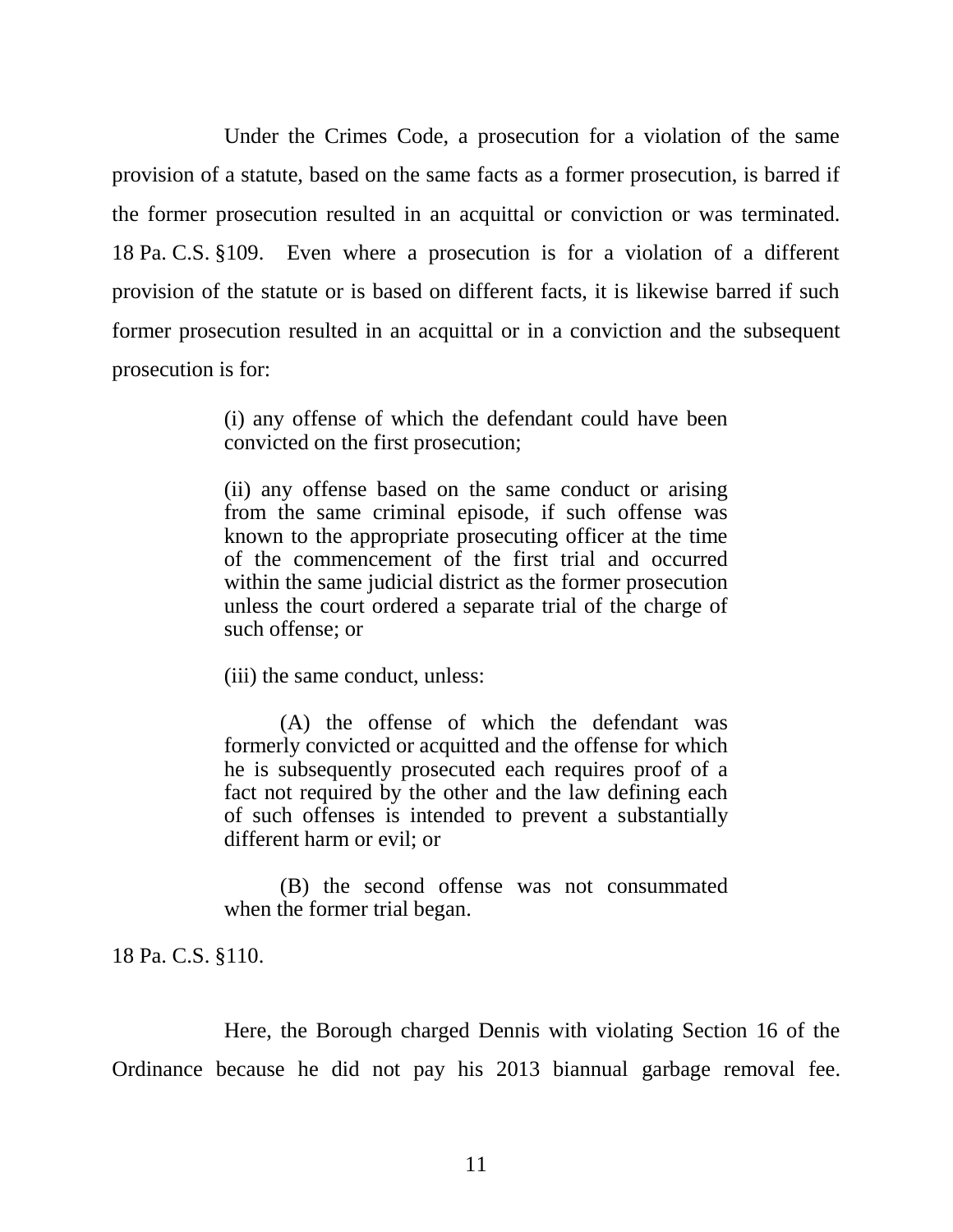Under the Crimes Code, a prosecution for a violation of the same provision of a statute, based on the same facts as a former prosecution, is barred if the former prosecution resulted in an acquittal or conviction or was terminated. 18 Pa. C.S. §109. Even where a prosecution is for a violation of a different provision of the statute or is based on different facts, it is likewise barred if such former prosecution resulted in an acquittal or in a conviction and the subsequent prosecution is for:

> (i) any offense of which the defendant could have been convicted on the first prosecution;
>
> (ii) any offense based on the same conduct or arising from the same criminal episode, if such offense was known to the appropriate prosecuting officer at the time of the commencement of the first trial and occurred within the same judicial district as the former prosecution unless the court ordered a separate trial of the charge of such offense; or
>
> (iii) the same conduct, unless:
>
> (A) the offense of which the defendant was formerly convicted or acquitted and the offense for which he is subsequently prosecuted each requires proof of a fact not required by the other and the law defining each of such offenses is intended to prevent a substantially different harm or evil; or
>
> (B) the second offense was not consummated when the former trial began.

18 Pa. C.S. §110.

Here, the Borough charged Dennis with violating Section 16 of the Ordinance because he did not pay his 2013 biannual garbage removal fee.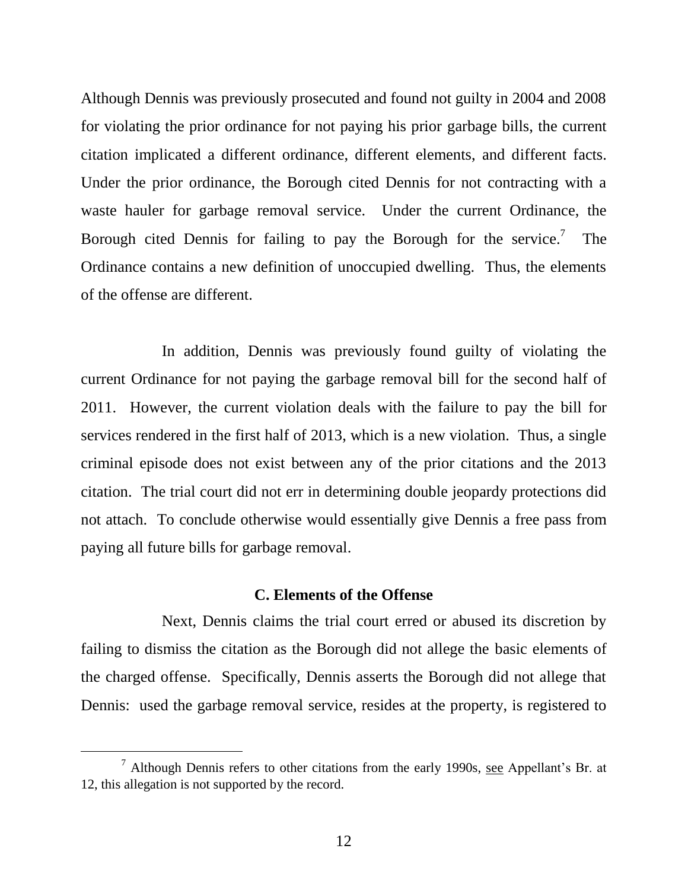Although Dennis was previously prosecuted and found not guilty in 2004 and 2008 for violating the prior ordinance for not paying his prior garbage bills, the current citation implicated a different ordinance, different elements, and different facts. Under the prior ordinance, the Borough cited Dennis for not contracting with a waste hauler for garbage removal service. Under the current Ordinance, the Borough cited Dennis for failing to pay the Borough for the service.[7] The Ordinance contains a new definition of unoccupied dwelling. Thus, the elements of the offense are different.

In addition, Dennis was previously found guilty of violating the current Ordinance for not paying the garbage removal bill for the second half of 2011. However, the current violation deals with the failure to pay the bill for services rendered in the first half of 2013, which is a new violation. Thus, a single criminal episode does not exist between any of the prior citations and the 2013 citation. The trial court did not err in determining double jeopardy protections did not attach. To conclude otherwise would essentially give Dennis a free pass from paying all future bills for garbage removal.

### C. Elements of the Offense

Next, Dennis claims the trial court erred or abused its discretion by failing to dismiss the citation as the Borough did not allege the basic elements of the charged offense. Specifically, Dennis asserts the Borough did not allege that Dennis: used the garbage removal service, resides at the property, is registered to

---

[7] Although Dennis refers to other citations from the early 1990s, see Appellant's Br. at 12, this allegation is not supported by the record.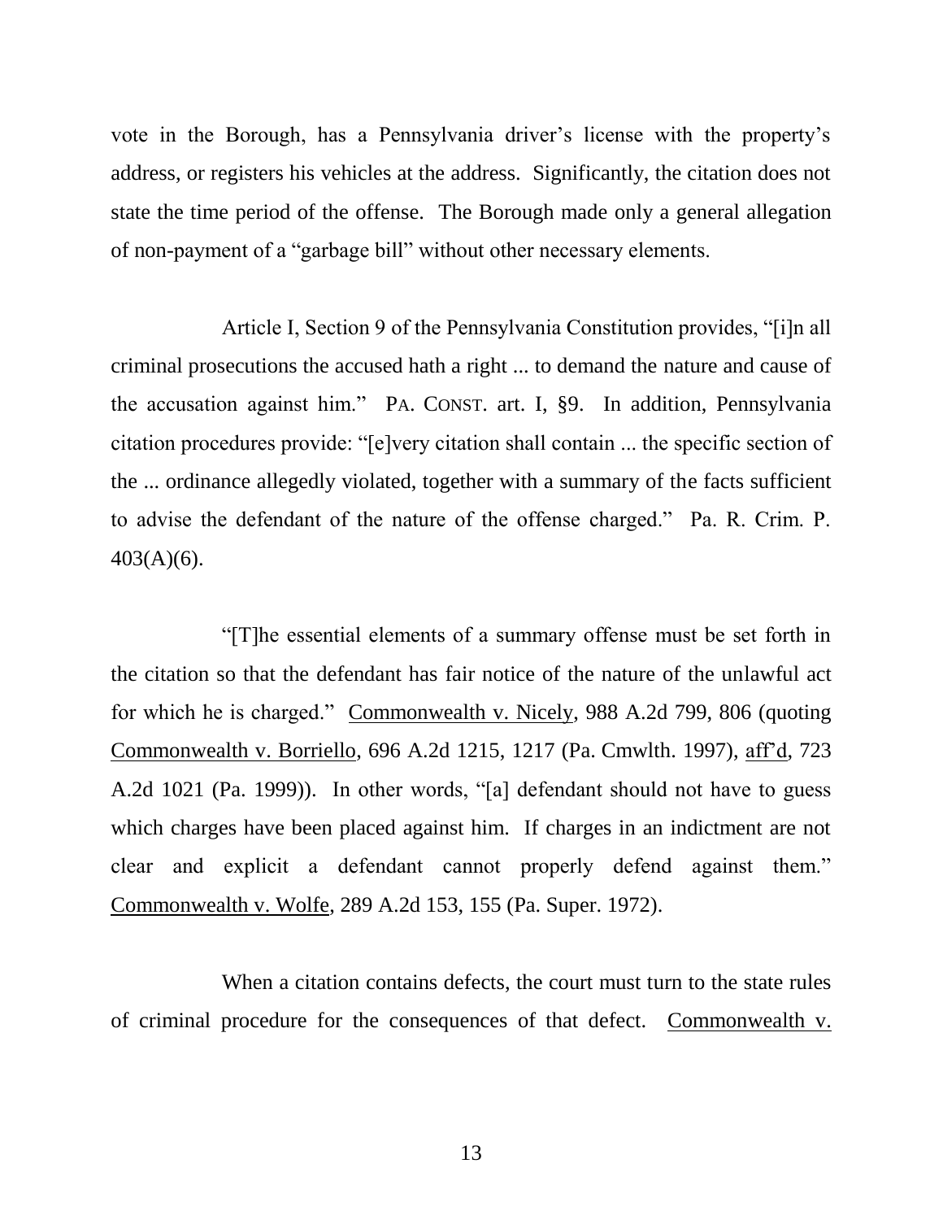vote in the Borough, has a Pennsylvania driver's license with the property's address, or registers his vehicles at the address. Significantly, the citation does not state the time period of the offense. The Borough made only a general allegation of non-payment of a "garbage bill" without other necessary elements.

Article I, Section 9 of the Pennsylvania Constitution provides, "[i]n all criminal prosecutions the accused hath a right ... to demand the nature and cause of the accusation against him." PA. CONST. art. I, §9. In addition, Pennsylvania citation procedures provide: "[e]very citation shall contain ... the specific section of the ... ordinance allegedly violated, together with a summary of the facts sufficient to advise the defendant of the nature of the offense charged." Pa. R. Crim. P. 403(A)(6).

"[T]he essential elements of a summary offense must be set forth in the citation so that the defendant has fair notice of the nature of the unlawful act for which he is charged." Commonwealth v. Nicely, 988 A.2d 799, 806 (quoting Commonwealth v. Borriello, 696 A.2d 1215, 1217 (Pa. Cmwlth. 1997), aff'd, 723 A.2d 1021 (Pa. 1999)). In other words, "[a] defendant should not have to guess which charges have been placed against him. If charges in an indictment are not clear and explicit a defendant cannot properly defend against them." Commonwealth v. Wolfe, 289 A.2d 153, 155 (Pa. Super. 1972).

When a citation contains defects, the court must turn to the state rules of criminal procedure for the consequences of that defect. Commonwealth v.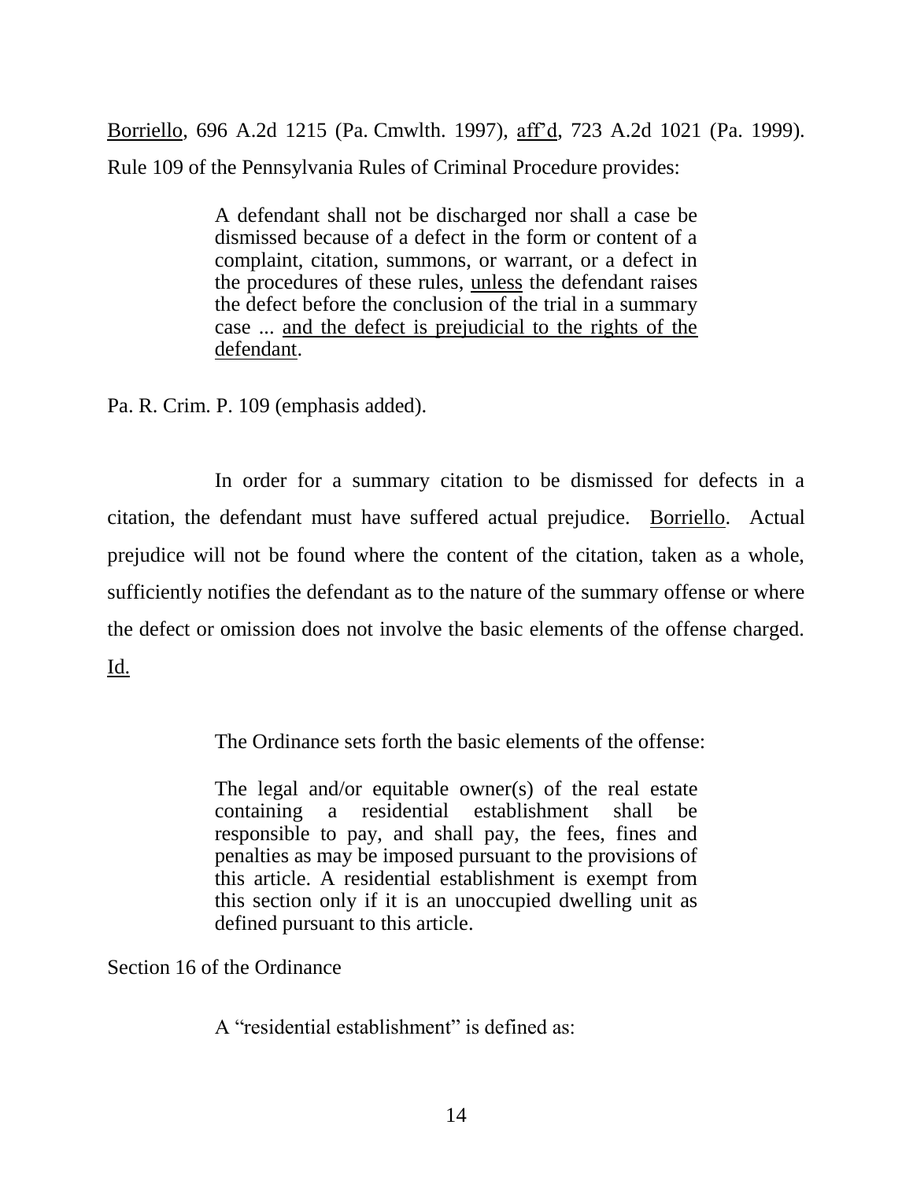Borriello, 696 A.2d 1215 (Pa. Cmwlth. 1997), aff'd, 723 A.2d 1021 (Pa. 1999). Rule 109 of the Pennsylvania Rules of Criminal Procedure provides:

> A defendant shall not be discharged nor shall a case be dismissed because of a defect in the form or content of a complaint, citation, summons, or warrant, or a defect in the procedures of these rules, <u>unless</u> the defendant raises the defect before the conclusion of the trial in a summary case ... <u>and the defect is prejudicial to the rights of the defendant</u>.

Pa. R. Crim. P. 109 (emphasis added).

In order for a summary citation to be dismissed for defects in a citation, the defendant must have suffered actual prejudice. Borriello. Actual prejudice will not be found where the content of the citation, taken as a whole, sufficiently notifies the defendant as to the nature of the summary offense or where the defect or omission does not involve the basic elements of the offense charged. Id.

The Ordinance sets forth the basic elements of the offense:

> The legal and/or equitable owner(s) of the real estate containing a residential establishment shall be responsible to pay, and shall pay, the fees, fines and penalties as may be imposed pursuant to the provisions of this article. A residential establishment is exempt from this section only if it is an unoccupied dwelling unit as defined pursuant to this article.

Section 16 of the Ordinance

A "residential establishment" is defined as: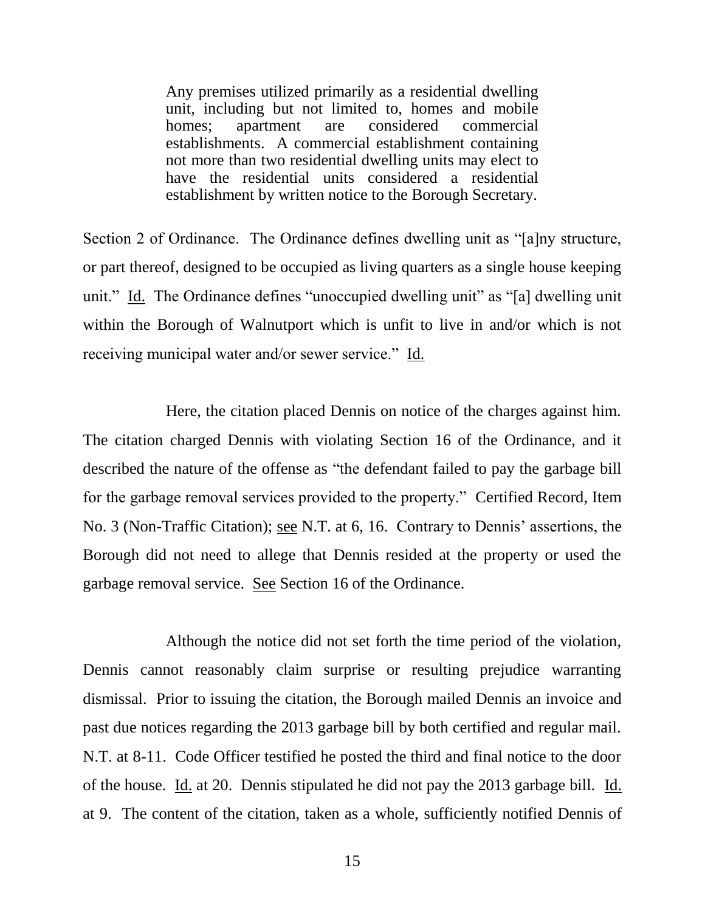> Any premises utilized primarily as a residential dwelling unit, including but not limited to, homes and mobile homes; apartment are considered commercial establishments. A commercial establishment containing not more than two residential dwelling units may elect to have the residential units considered a residential establishment by written notice to the Borough Secretary.

Section 2 of Ordinance. The Ordinance defines dwelling unit as "[a]ny structure, or part thereof, designed to be occupied as living quarters as a single house keeping unit." Id. The Ordinance defines "unoccupied dwelling unit" as "[a] dwelling unit within the Borough of Walnutport which is unfit to live in and/or which is not receiving municipal water and/or sewer service." Id.

Here, the citation placed Dennis on notice of the charges against him. The citation charged Dennis with violating Section 16 of the Ordinance, and it described the nature of the offense as "the defendant failed to pay the garbage bill for the garbage removal services provided to the property." Certified Record, Item No. 3 (Non-Traffic Citation); see N.T. at 6, 16. Contrary to Dennis' assertions, the Borough did not need to allege that Dennis resided at the property or used the garbage removal service. See Section 16 of the Ordinance.

Although the notice did not set forth the time period of the violation, Dennis cannot reasonably claim surprise or resulting prejudice warranting dismissal. Prior to issuing the citation, the Borough mailed Dennis an invoice and past due notices regarding the 2013 garbage bill by both certified and regular mail. N.T. at 8-11. Code Officer testified he posted the third and final notice to the door of the house. Id. at 20. Dennis stipulated he did not pay the 2013 garbage bill. Id. at 9. The content of the citation, taken as a whole, sufficiently notified Dennis of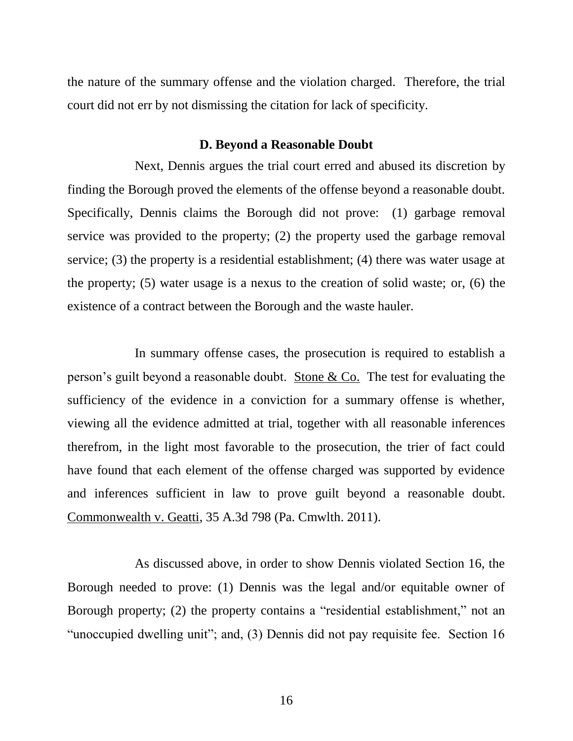the nature of the summary offense and the violation charged. Therefore, the trial court did not err by not dismissing the citation for lack of specificity.

### D. Beyond a Reasonable Doubt

Next, Dennis argues the trial court erred and abused its discretion by finding the Borough proved the elements of the offense beyond a reasonable doubt. Specifically, Dennis claims the Borough did not prove: (1) garbage removal service was provided to the property; (2) the property used the garbage removal service; (3) the property is a residential establishment; (4) there was water usage at the property; (5) water usage is a nexus to the creation of solid waste; or, (6) the existence of a contract between the Borough and the waste hauler.

In summary offense cases, the prosecution is required to establish a person's guilt beyond a reasonable doubt. Stone & Co. The test for evaluating the sufficiency of the evidence in a conviction for a summary offense is whether, viewing all the evidence admitted at trial, together with all reasonable inferences therefrom, in the light most favorable to the prosecution, the trier of fact could have found that each element of the offense charged was supported by evidence and inferences sufficient in law to prove guilt beyond a reasonable doubt. Commonwealth v. Geatti, 35 A.3d 798 (Pa. Cmwlth. 2011).

As discussed above, in order to show Dennis violated Section 16, the Borough needed to prove: (1) Dennis was the legal and/or equitable owner of Borough property; (2) the property contains a "residential establishment," not an "unoccupied dwelling unit"; and, (3) Dennis did not pay requisite fee. Section 16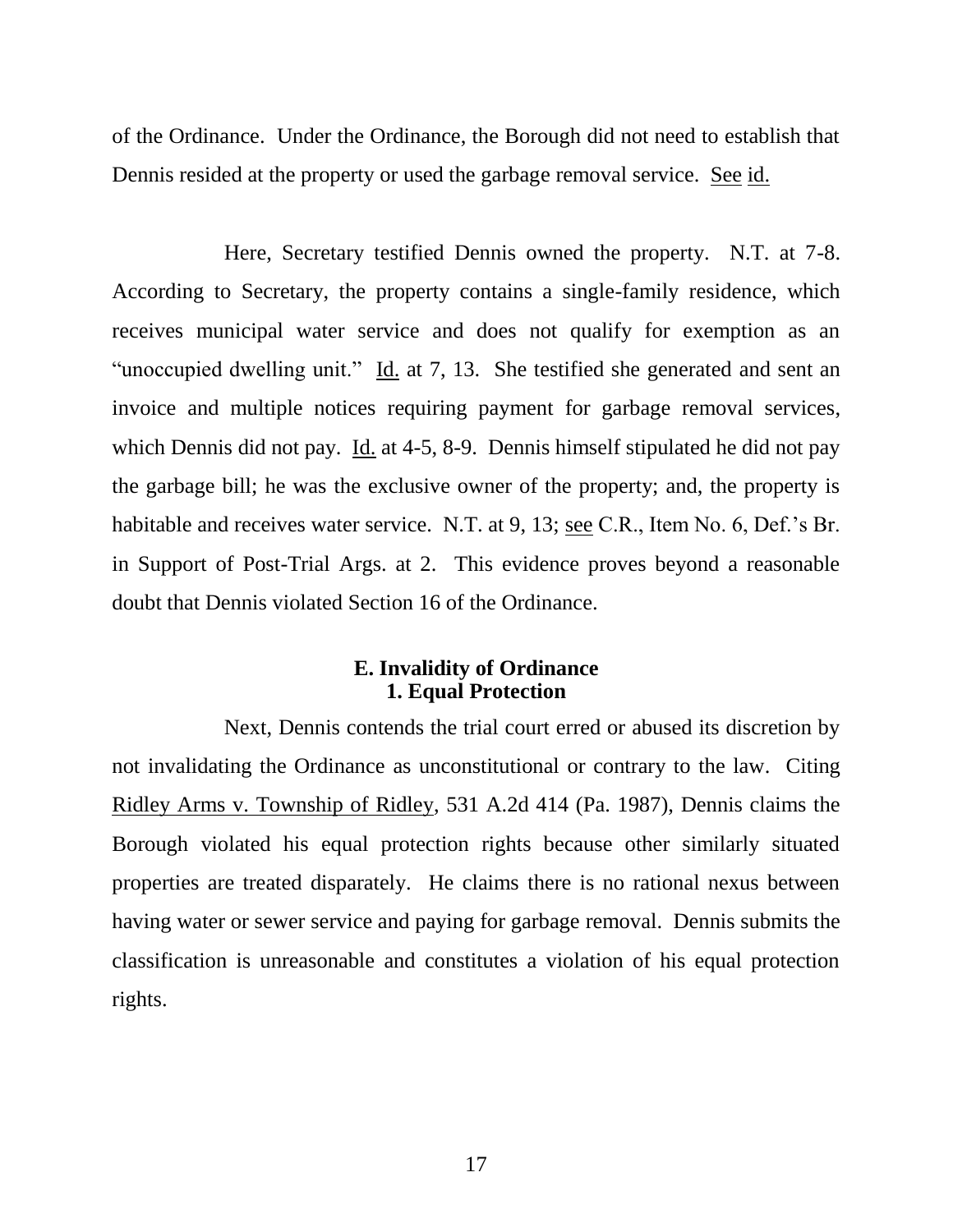of the Ordinance. Under the Ordinance, the Borough did not need to establish that Dennis resided at the property or used the garbage removal service. See id.

Here, Secretary testified Dennis owned the property. N.T. at 7-8. According to Secretary, the property contains a single-family residence, which receives municipal water service and does not qualify for exemption as an "unoccupied dwelling unit." Id. at 7, 13. She testified she generated and sent an invoice and multiple notices requiring payment for garbage removal services, which Dennis did not pay. Id. at 4-5, 8-9. Dennis himself stipulated he did not pay the garbage bill; he was the exclusive owner of the property; and, the property is habitable and receives water service. N.T. at 9, 13; see C.R., Item No. 6, Def.'s Br. in Support of Post-Trial Args. at 2. This evidence proves beyond a reasonable doubt that Dennis violated Section 16 of the Ordinance.

### E. Invalidity of Ordinance
### 1. Equal Protection

Next, Dennis contends the trial court erred or abused its discretion by not invalidating the Ordinance as unconstitutional or contrary to the law. Citing Ridley Arms v. Township of Ridley, 531 A.2d 414 (Pa. 1987), Dennis claims the Borough violated his equal protection rights because other similarly situated properties are treated disparately. He claims there is no rational nexus between having water or sewer service and paying for garbage removal. Dennis submits the classification is unreasonable and constitutes a violation of his equal protection rights.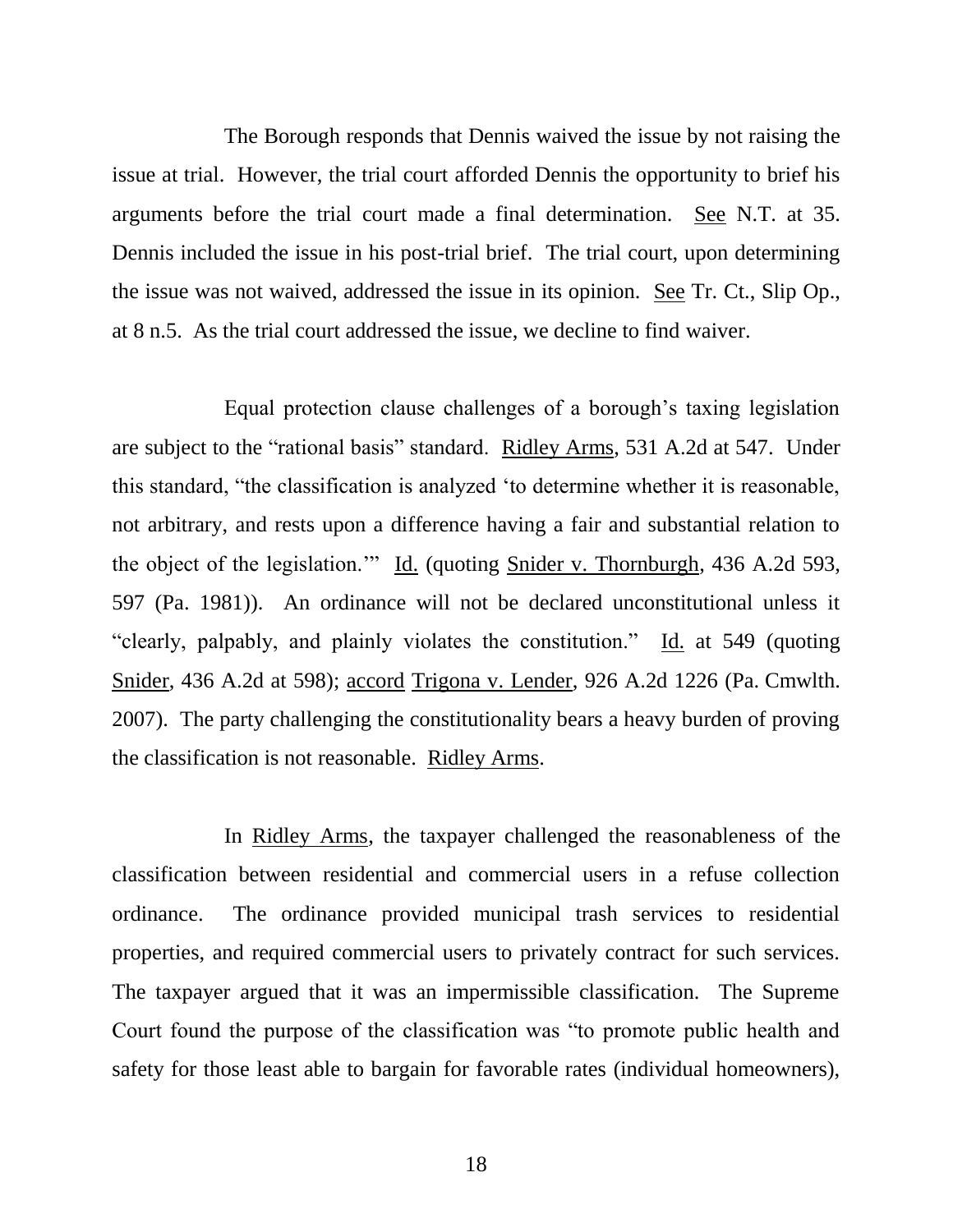The Borough responds that Dennis waived the issue by not raising the issue at trial. However, the trial court afforded Dennis the opportunity to brief his arguments before the trial court made a final determination. See N.T. at 35. Dennis included the issue in his post-trial brief. The trial court, upon determining the issue was not waived, addressed the issue in its opinion. See Tr. Ct., Slip Op., at 8 n.5. As the trial court addressed the issue, we decline to find waiver.

Equal protection clause challenges of a borough's taxing legislation are subject to the "rational basis" standard. Ridley Arms, 531 A.2d at 547. Under this standard, "the classification is analyzed 'to determine whether it is reasonable, not arbitrary, and rests upon a difference having a fair and substantial relation to the object of the legislation.'" Id. (quoting Snider v. Thornburgh, 436 A.2d 593, 597 (Pa. 1981)). An ordinance will not be declared unconstitutional unless it "clearly, palpably, and plainly violates the constitution." Id. at 549 (quoting Snider, 436 A.2d at 598); accord Trigona v. Lender, 926 A.2d 1226 (Pa. Cmwlth. 2007). The party challenging the constitutionality bears a heavy burden of proving the classification is not reasonable. Ridley Arms.

In Ridley Arms, the taxpayer challenged the reasonableness of the classification between residential and commercial users in a refuse collection ordinance. The ordinance provided municipal trash services to residential properties, and required commercial users to privately contract for such services. The taxpayer argued that it was an impermissible classification. The Supreme Court found the purpose of the classification was "to promote public health and safety for those least able to bargain for favorable rates (individual homeowners),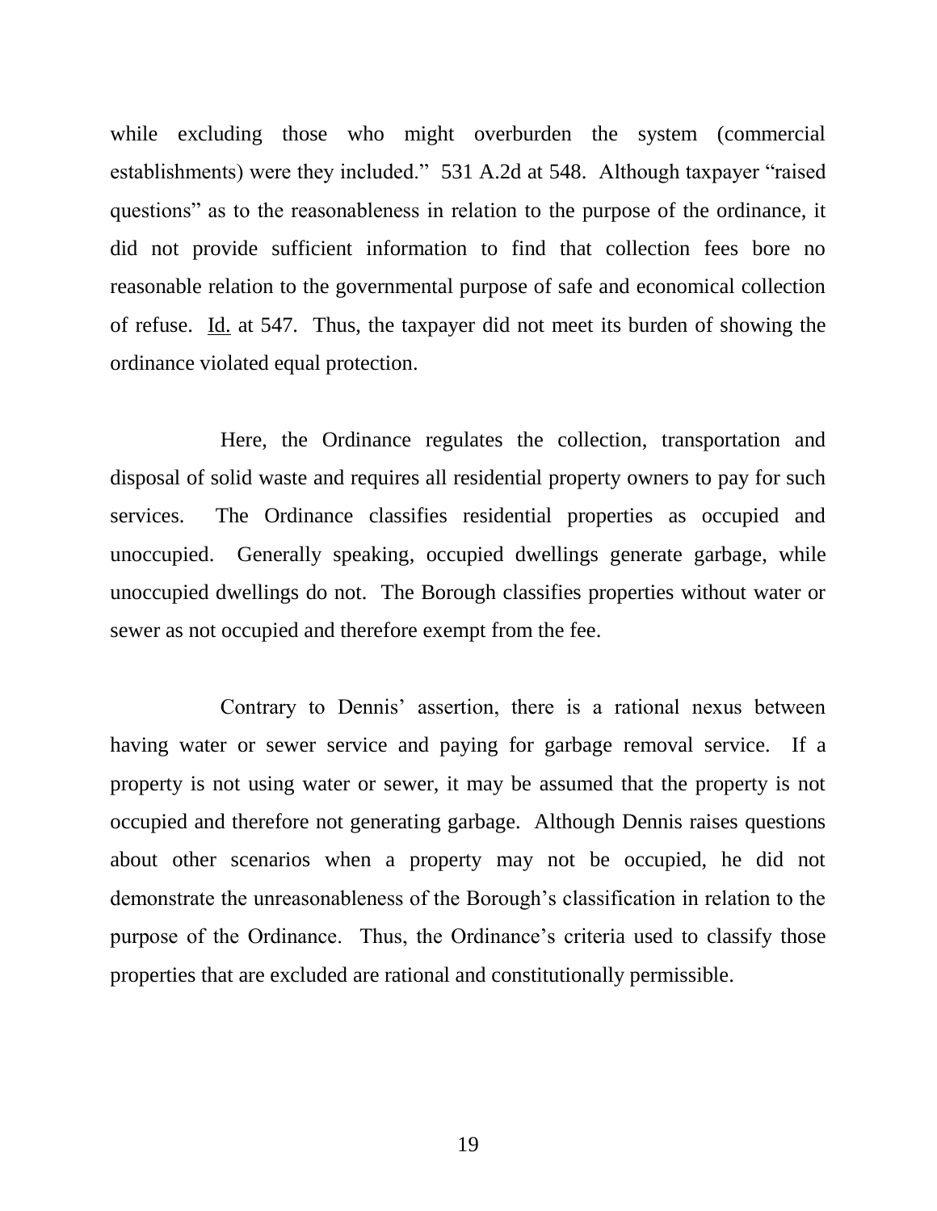while excluding those who might overburden the system (commercial establishments) were they included." 531 A.2d at 548. Although taxpayer "raised questions" as to the reasonableness in relation to the purpose of the ordinance, it did not provide sufficient information to find that collection fees bore no reasonable relation to the governmental purpose of safe and economical collection of refuse. Id. at 547. Thus, the taxpayer did not meet its burden of showing the ordinance violated equal protection.

Here, the Ordinance regulates the collection, transportation and disposal of solid waste and requires all residential property owners to pay for such services. The Ordinance classifies residential properties as occupied and unoccupied. Generally speaking, occupied dwellings generate garbage, while unoccupied dwellings do not. The Borough classifies properties without water or sewer as not occupied and therefore exempt from the fee.

Contrary to Dennis' assertion, there is a rational nexus between having water or sewer service and paying for garbage removal service. If a property is not using water or sewer, it may be assumed that the property is not occupied and therefore not generating garbage. Although Dennis raises questions about other scenarios when a property may not be occupied, he did not demonstrate the unreasonableness of the Borough's classification in relation to the purpose of the Ordinance. Thus, the Ordinance's criteria used to classify those properties that are excluded are rational and constitutionally permissible.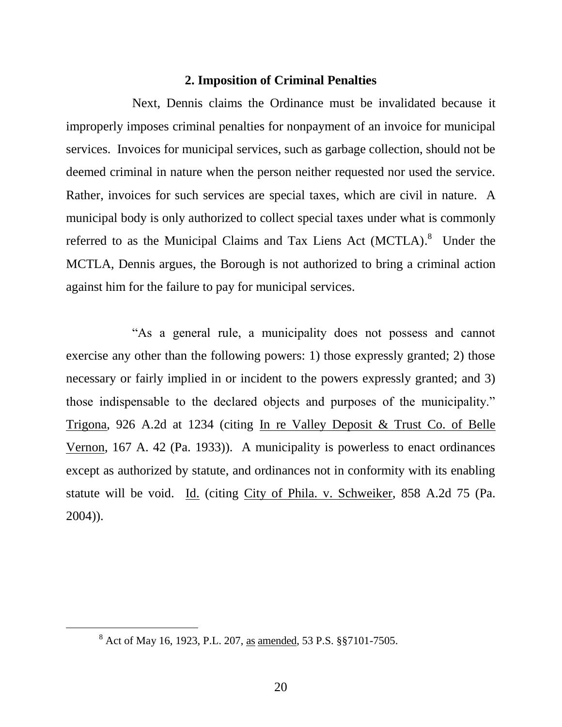### 2. Imposition of Criminal Penalties

Next, Dennis claims the Ordinance must be invalidated because it improperly imposes criminal penalties for nonpayment of an invoice for municipal services. Invoices for municipal services, such as garbage collection, should not be deemed criminal in nature when the person neither requested nor used the service. Rather, invoices for such services are special taxes, which are civil in nature. A municipal body is only authorized to collect special taxes under what is commonly referred to as the Municipal Claims and Tax Liens Act (MCTLA).[8] Under the MCTLA, Dennis argues, the Borough is not authorized to bring a criminal action against him for the failure to pay for municipal services.

"As a general rule, a municipality does not possess and cannot exercise any other than the following powers: 1) those expressly granted; 2) those necessary or fairly implied in or incident to the powers expressly granted; and 3) those indispensable to the declared objects and purposes of the municipality." Trigona, 926 A.2d at 1234 (citing In re Valley Deposit & Trust Co. of Belle Vernon, 167 A. 42 (Pa. 1933)). A municipality is powerless to enact ordinances except as authorized by statute, and ordinances not in conformity with its enabling statute will be void. Id. (citing City of Phila. v. Schweiker, 858 A.2d 75 (Pa. 2004)).

[8] Act of May 16, 1923, P.L. 207, as amended, 53 P.S. §§7101-7505.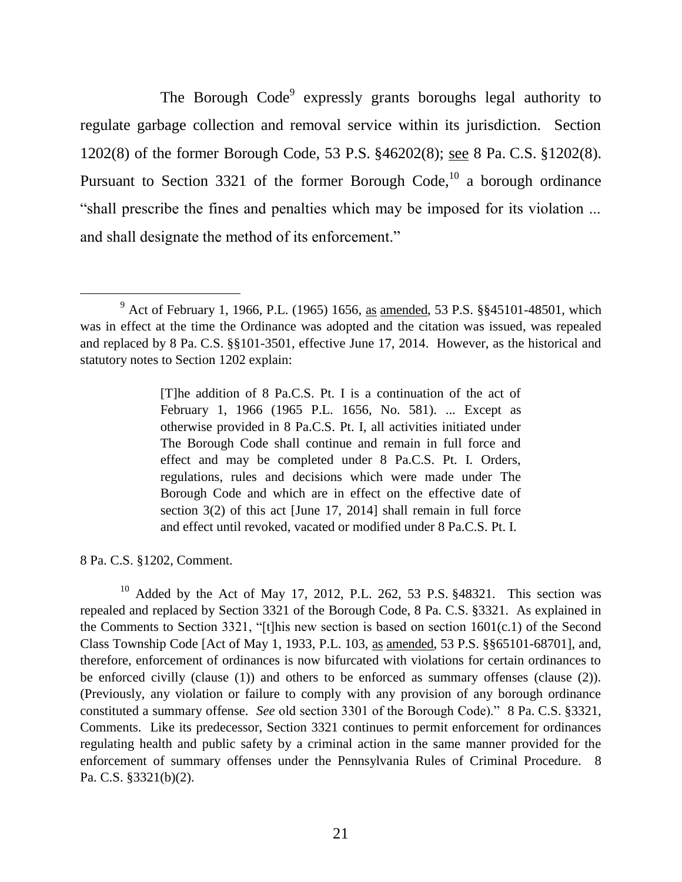The Borough Code[9] expressly grants boroughs legal authority to regulate garbage collection and removal service within its jurisdiction. Section 1202(8) of the former Borough Code, 53 P.S. §46202(8); see 8 Pa. C.S. §1202(8). Pursuant to Section 3321 of the former Borough Code,[10] a borough ordinance "shall prescribe the fines and penalties which may be imposed for its violation ... and shall designate the method of its enforcement."

---

[9] Act of February 1, 1966, P.L. (1965) 1656, as amended, 53 P.S. §§45101-48501, which was in effect at the time the Ordinance was adopted and the citation was issued, was repealed and replaced by 8 Pa. C.S. §§101-3501, effective June 17, 2014. However, as the historical and statutory notes to Section 1202 explain:

> [T]he addition of 8 Pa.C.S. Pt. I is a continuation of the act of February 1, 1966 (1965 P.L. 1656, No. 581). ... Except as otherwise provided in 8 Pa.C.S. Pt. I, all activities initiated under The Borough Code shall continue and remain in full force and effect and may be completed under 8 Pa.C.S. Pt. I. Orders, regulations, rules and decisions which were made under The Borough Code and which are in effect on the effective date of section 3(2) of this act [June 17, 2014] shall remain in full force and effect until revoked, vacated or modified under 8 Pa.C.S. Pt. I.

8 Pa. C.S. §1202, Comment.

[10] Added by the Act of May 17, 2012, P.L. 262, 53 P.S. §48321. This section was repealed and replaced by Section 3321 of the Borough Code, 8 Pa. C.S. §3321. As explained in the Comments to Section 3321, "[t]his new section is based on section 1601(c.1) of the Second Class Township Code [Act of May 1, 1933, P.L. 103, as amended, 53 P.S. §§65101-68701], and, therefore, enforcement of ordinances is now bifurcated with violations for certain ordinances to be enforced civilly (clause (1)) and others to be enforced as summary offenses (clause (2)). (Previously, any violation or failure to comply with any provision of any borough ordinance constituted a summary offense. *See* old section 3301 of the Borough Code)." 8 Pa. C.S. §3321, Comments. Like its predecessor, Section 3321 continues to permit enforcement for ordinances regulating health and public safety by a criminal action in the same manner provided for the enforcement of summary offenses under the Pennsylvania Rules of Criminal Procedure. 8 Pa. C.S. §3321(b)(2).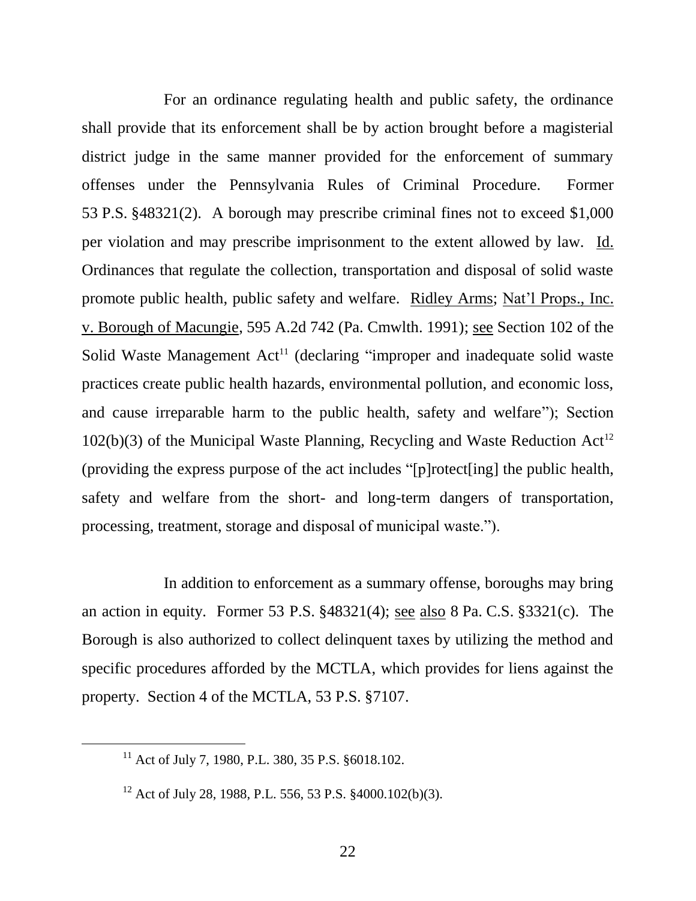For an ordinance regulating health and public safety, the ordinance shall provide that its enforcement shall be by action brought before a magisterial district judge in the same manner provided for the enforcement of summary offenses under the Pennsylvania Rules of Criminal Procedure. Former 53 P.S. §48321(2). A borough may prescribe criminal fines not to exceed $1,000 per violation and may prescribe imprisonment to the extent allowed by law. Id. Ordinances that regulate the collection, transportation and disposal of solid waste promote public health, public safety and welfare. Ridley Arms; Nat'l Props., Inc. v. Borough of Macungie, 595 A.2d 742 (Pa. Cmwlth. 1991); see Section 102 of the Solid Waste Management Act[11] (declaring "improper and inadequate solid waste practices create public health hazards, environmental pollution, and economic loss, and cause irreparable harm to the public health, safety and welfare"); Section 102(b)(3) of the Municipal Waste Planning, Recycling and Waste Reduction Act[12] (providing the express purpose of the act includes "[p]rotect[ing] the public health, safety and welfare from the short- and long-term dangers of transportation, processing, treatment, storage and disposal of municipal waste.").

In addition to enforcement as a summary offense, boroughs may bring an action in equity. Former 53 P.S. §48321(4); see also 8 Pa. C.S. §3321(c). The Borough is also authorized to collect delinquent taxes by utilizing the method and specific procedures afforded by the MCTLA, which provides for liens against the property. Section 4 of the MCTLA, 53 P.S. §7107.

---

[11] Act of July 7, 1980, P.L. 380, 35 P.S. §6018.102.

[12] Act of July 28, 1988, P.L. 556, 53 P.S. §4000.102(b)(3).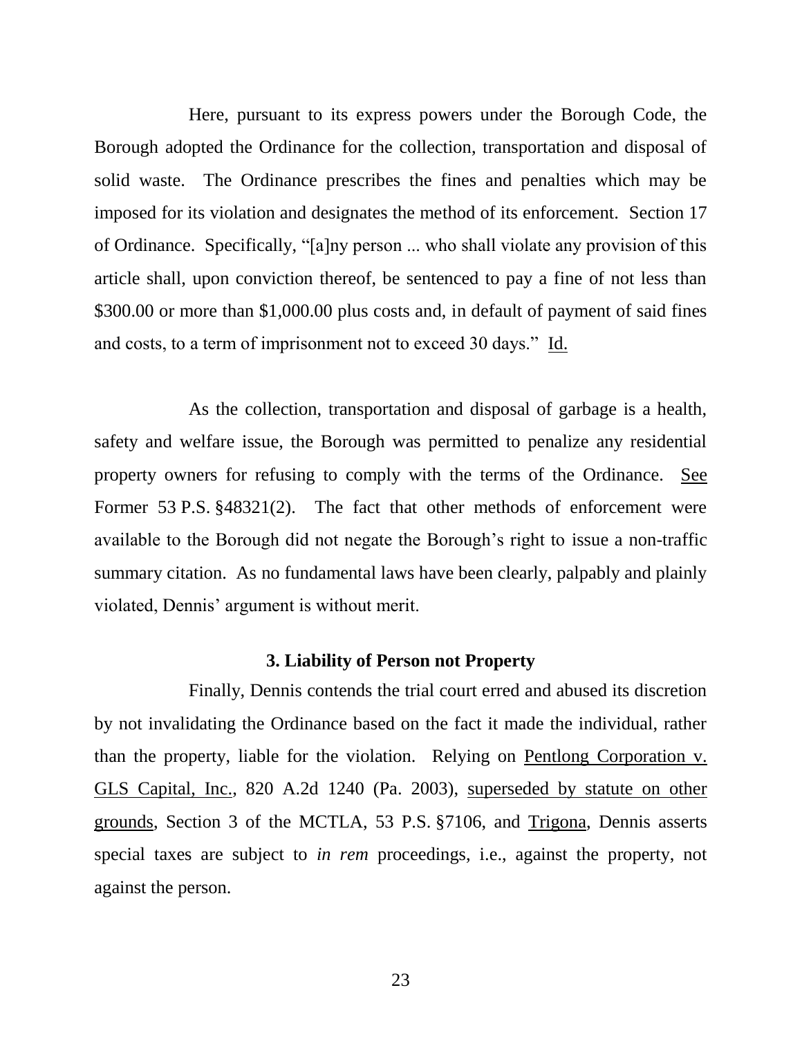Here, pursuant to its express powers under the Borough Code, the Borough adopted the Ordinance for the collection, transportation and disposal of solid waste. The Ordinance prescribes the fines and penalties which may be imposed for its violation and designates the method of its enforcement. Section 17 of Ordinance. Specifically, "[a]ny person ... who shall violate any provision of this article shall, upon conviction thereof, be sentenced to pay a fine of not less than $300.00 or more than $1,000.00 plus costs and, in default of payment of said fines and costs, to a term of imprisonment not to exceed 30 days." Id.

As the collection, transportation and disposal of garbage is a health, safety and welfare issue, the Borough was permitted to penalize any residential property owners for refusing to comply with the terms of the Ordinance. See Former 53 P.S. §48321(2). The fact that other methods of enforcement were available to the Borough did not negate the Borough's right to issue a non-traffic summary citation. As no fundamental laws have been clearly, palpably and plainly violated, Dennis' argument is without merit.

### 3. Liability of Person not Property

Finally, Dennis contends the trial court erred and abused its discretion by not invalidating the Ordinance based on the fact it made the individual, rather than the property, liable for the violation. Relying on Pentlong Corporation v. GLS Capital, Inc., 820 A.2d 1240 (Pa. 2003), superseded by statute on other grounds, Section 3 of the MCTLA, 53 P.S. §7106, and Trigona, Dennis asserts special taxes are subject to *in rem* proceedings, i.e., against the property, not against the person.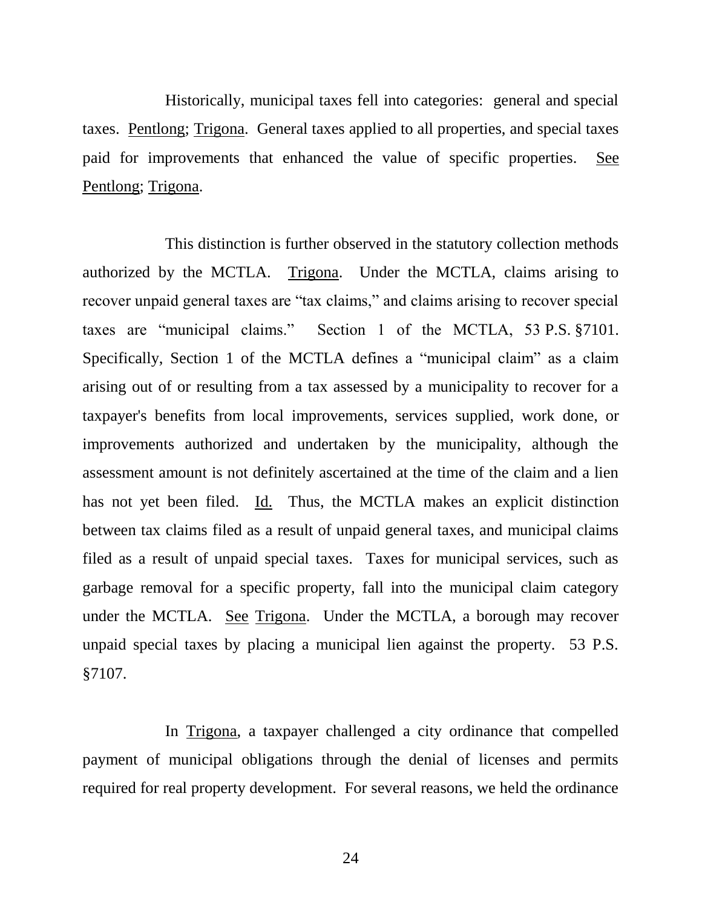Historically, municipal taxes fell into categories: general and special taxes. Pentlong; Trigona. General taxes applied to all properties, and special taxes paid for improvements that enhanced the value of specific properties. See Pentlong; Trigona.

This distinction is further observed in the statutory collection methods authorized by the MCTLA. Trigona. Under the MCTLA, claims arising to recover unpaid general taxes are "tax claims," and claims arising to recover special taxes are "municipal claims." Section 1 of the MCTLA, 53 P.S. §7101. Specifically, Section 1 of the MCTLA defines a "municipal claim" as a claim arising out of or resulting from a tax assessed by a municipality to recover for a taxpayer's benefits from local improvements, services supplied, work done, or improvements authorized and undertaken by the municipality, although the assessment amount is not definitely ascertained at the time of the claim and a lien has not yet been filed. Id. Thus, the MCTLA makes an explicit distinction between tax claims filed as a result of unpaid general taxes, and municipal claims filed as a result of unpaid special taxes. Taxes for municipal services, such as garbage removal for a specific property, fall into the municipal claim category under the MCTLA. See Trigona. Under the MCTLA, a borough may recover unpaid special taxes by placing a municipal lien against the property. 53 P.S. §7107.

In Trigona, a taxpayer challenged a city ordinance that compelled payment of municipal obligations through the denial of licenses and permits required for real property development. For several reasons, we held the ordinance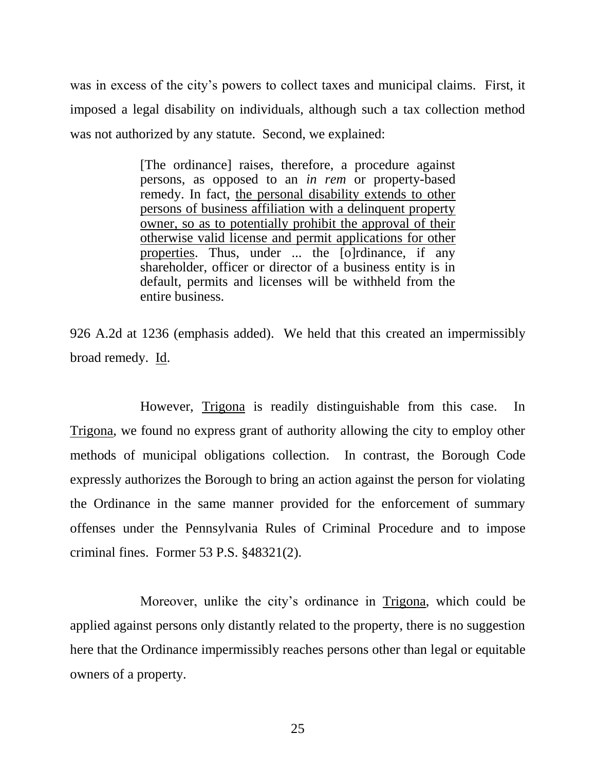was in excess of the city's powers to collect taxes and municipal claims. First, it imposed a legal disability on individuals, although such a tax collection method was not authorized by any statute. Second, we explained:

> [The ordinance] raises, therefore, a procedure against persons, as opposed to an *in rem* or property-based remedy. In fact, <u>the personal disability extends to other persons of business affiliation with a delinquent property owner, so as to potentially prohibit the approval of their otherwise valid license and permit applications for other properties</u>. Thus, under ... the [o]rdinance, if any shareholder, officer or director of a business entity is in default, permits and licenses will be withheld from the entire business.

926 A.2d at 1236 (emphasis added). We held that this created an impermissibly broad remedy. <u>Id</u>.

However, <u>Trigona</u> is readily distinguishable from this case. In <u>Trigona</u>, we found no express grant of authority allowing the city to employ other methods of municipal obligations collection. In contrast, the Borough Code expressly authorizes the Borough to bring an action against the person for violating the Ordinance in the same manner provided for the enforcement of summary offenses under the Pennsylvania Rules of Criminal Procedure and to impose criminal fines. Former 53 P.S. §48321(2).

Moreover, unlike the city's ordinance in <u>Trigona</u>, which could be applied against persons only distantly related to the property, there is no suggestion here that the Ordinance impermissibly reaches persons other than legal or equitable owners of a property.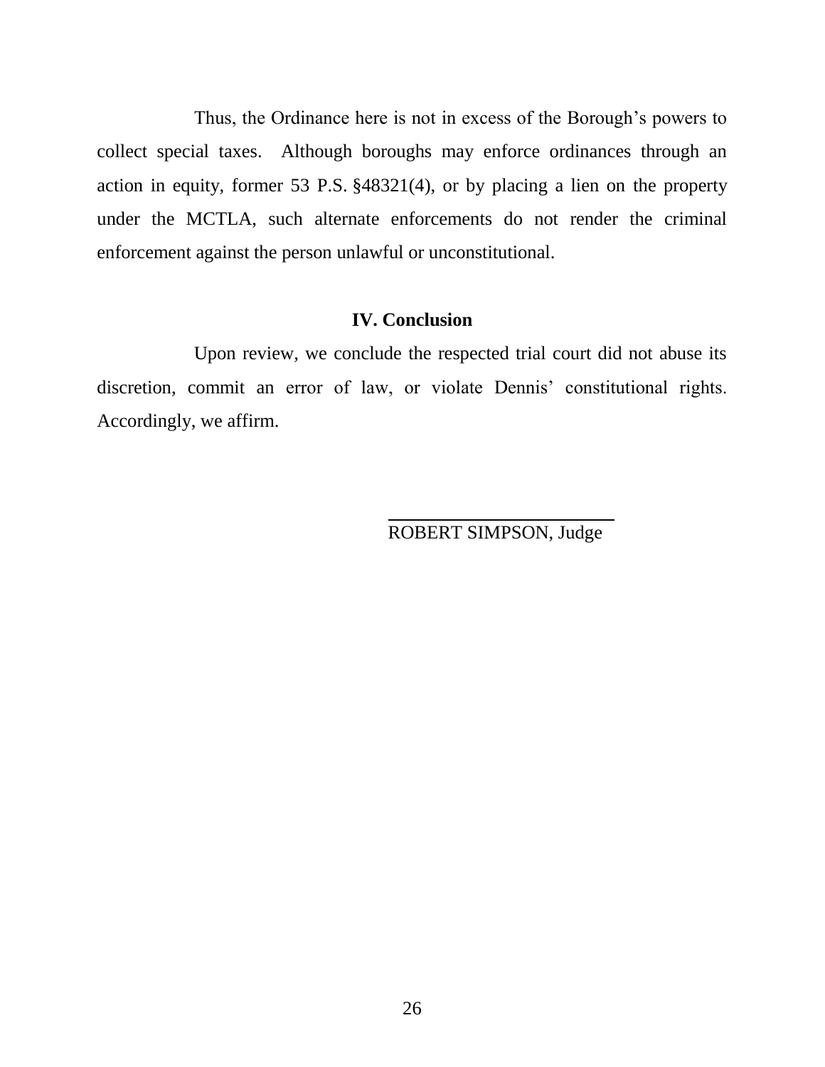Thus, the Ordinance here is not in excess of the Borough's powers to collect special taxes. Although boroughs may enforce ordinances through an action in equity, former 53 P.S. §48321(4), or by placing a lien on the property under the MCTLA, such alternate enforcements do not render the criminal enforcement against the person unlawful or unconstitutional.

## IV. Conclusion

Upon review, we conclude the respected trial court did not abuse its discretion, commit an error of law, or violate Dennis' constitutional rights. Accordingly, we affirm.

ROBERT SIMPSON, Judge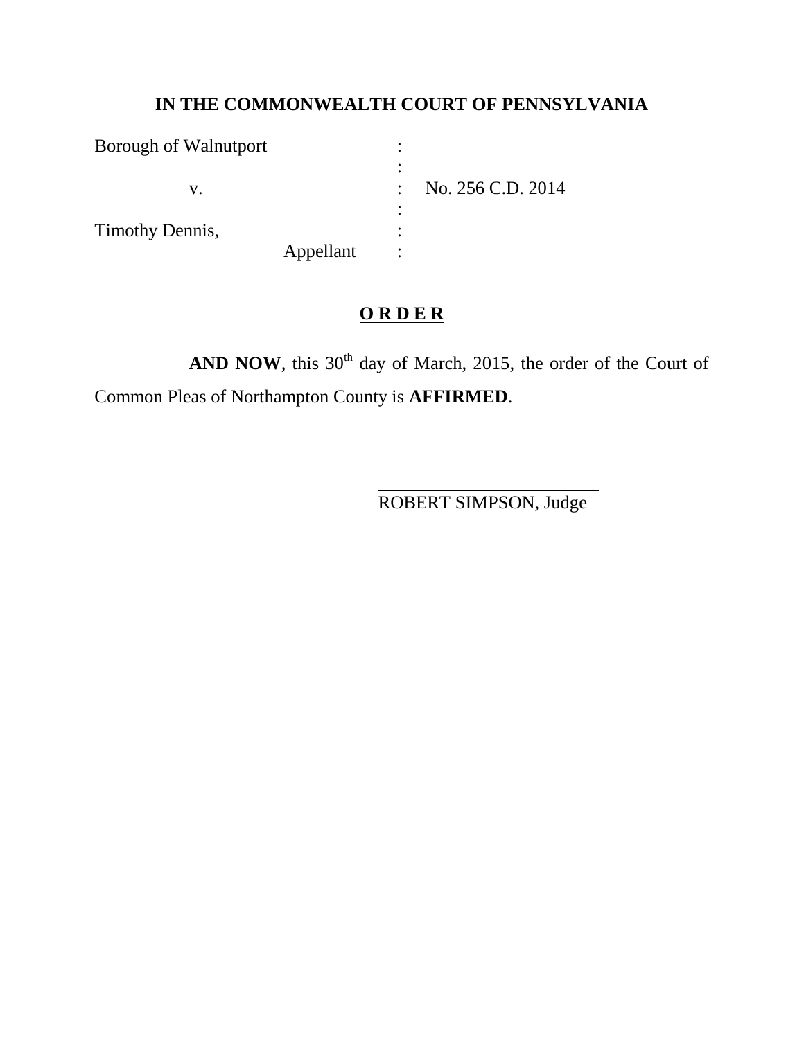**IN THE COMMONWEALTH COURT OF PENNSYLVANIA**

| | | |
|---|---|---|
| Borough of Walnutport | : | |
| | : | |
| v. | : | No. 256 C.D. 2014 |
| | : | |
| Timothy Dennis, | : | |
| Appellant | : | |

**O R D E R**

**AND NOW**, this 30th day of March, 2015, the order of the Court of Common Pleas of Northampton County is **AFFIRMED**.

ROBERT SIMPSON, Judge